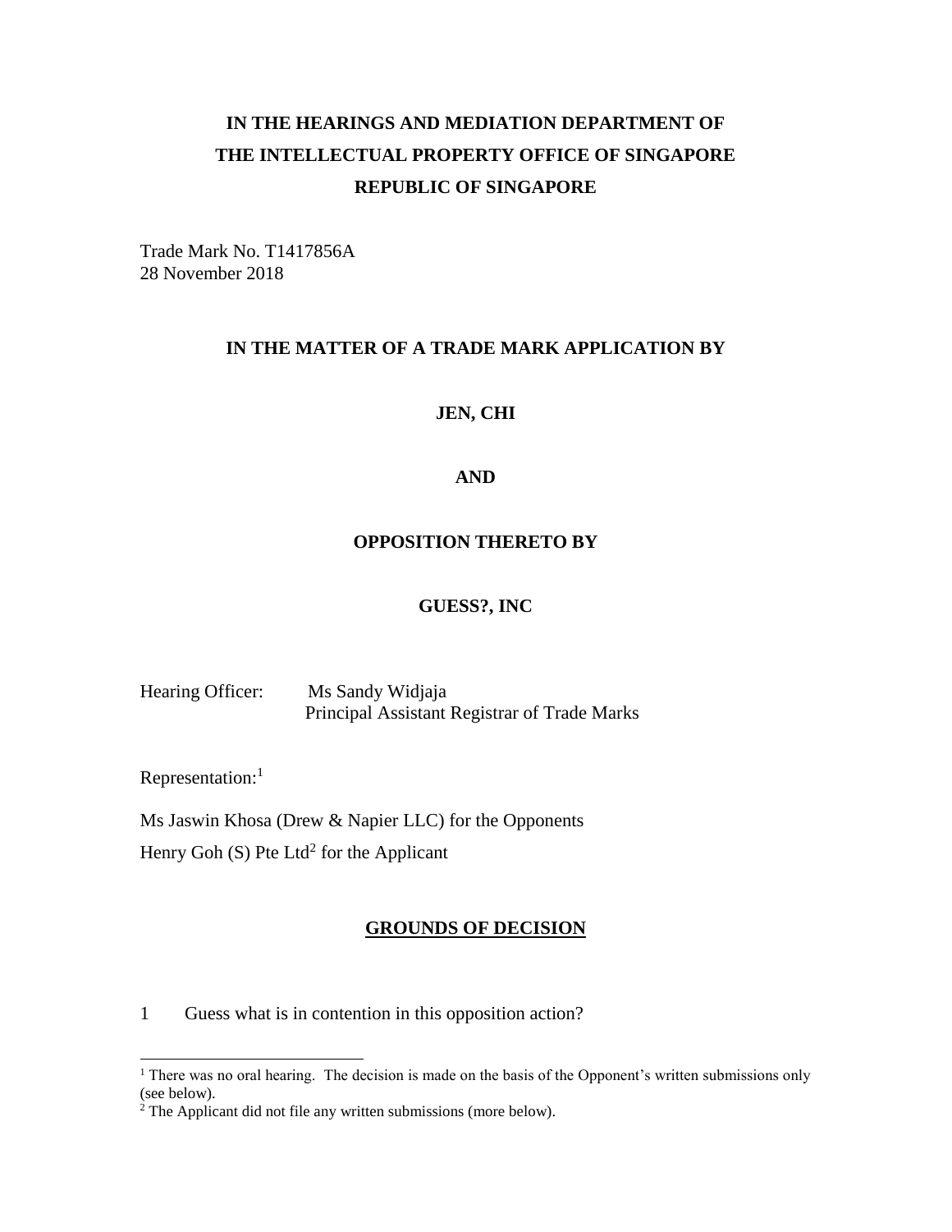# IN THE HEARINGS AND MEDIATION DEPARTMENT OF THE INTELLECTUAL PROPERTY OFFICE OF SINGAPORE REPUBLIC OF SINGAPORE

Trade Mark No. T1417856A
28 November 2018

## IN THE MATTER OF A TRADE MARK APPLICATION BY

## JEN, CHI

## AND

## OPPOSITION THERETO BY

## GUESS?, INC

Hearing Officer: Ms Sandy Widjaja
Principal Assistant Registrar of Trade Marks

Representation:[1]

Ms Jaswin Khosa (Drew & Napier LLC) for the Opponents
Henry Goh (S) Pte Ltd[2] for the Applicant

## GROUNDS OF DECISION

1 Guess what is in contention in this opposition action?

---

[1] There was no oral hearing. The decision is made on the basis of the Opponent's written submissions only (see below).

[2] The Applicant did not file any written submissions (more below).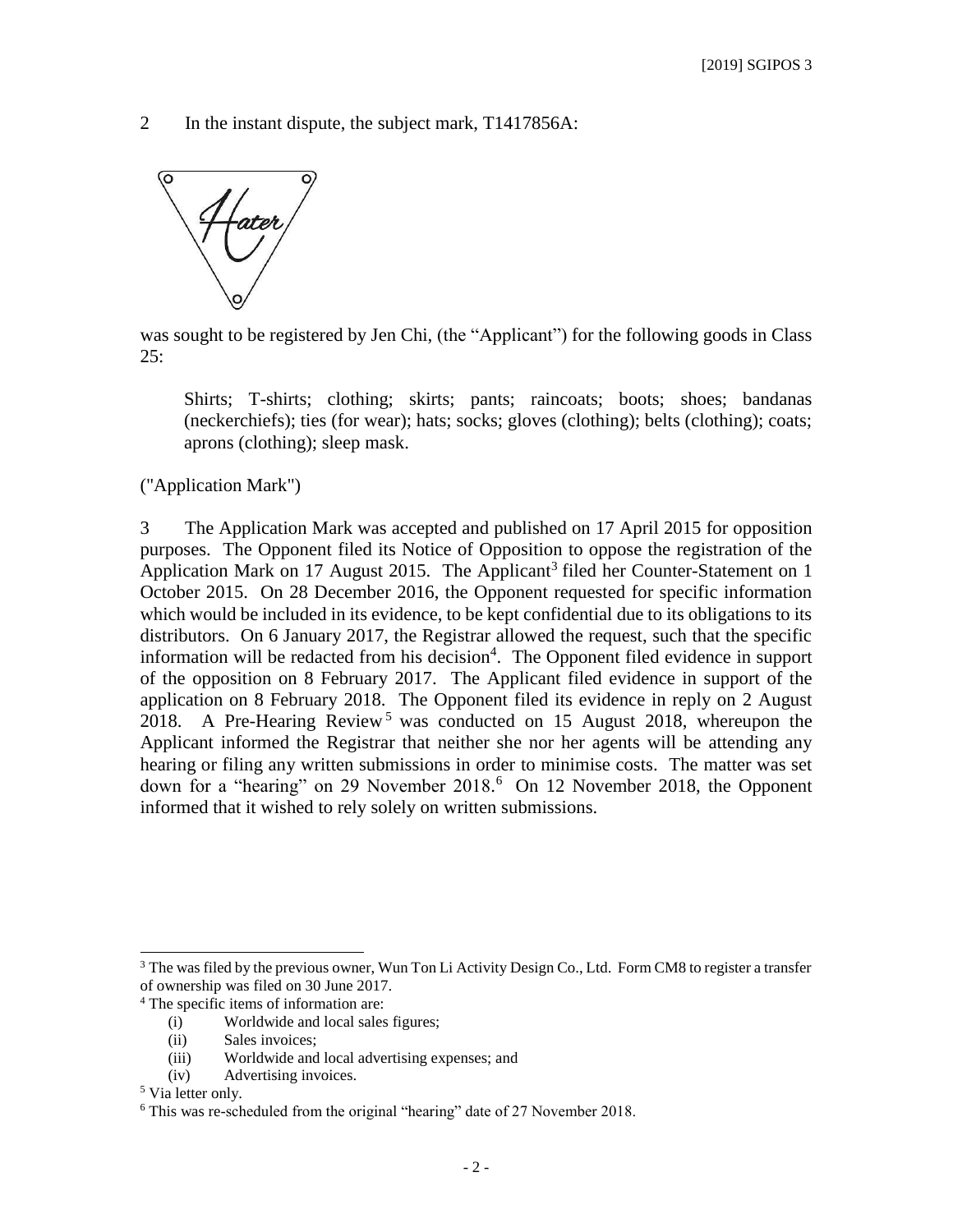2 In the instant dispute, the subject mark, T1417856A:

was sought to be registered by Jen Chi, (the "Applicant") for the following goods in Class 25:

> Shirts; T-shirts; clothing; skirts; pants; raincoats; boots; shoes; bandanas (neckerchiefs); ties (for wear); hats; socks; gloves (clothing); belts (clothing); coats; aprons (clothing); sleep mask.

("Application Mark")

3 The Application Mark was accepted and published on 17 April 2015 for opposition purposes. The Opponent filed its Notice of Opposition to oppose the registration of the Application Mark on 17 August 2015. The Applicant[3] filed her Counter-Statement on 1 October 2015. On 28 December 2016, the Opponent requested for specific information which would be included in its evidence, to be kept confidential due to its obligations to its distributors. On 6 January 2017, the Registrar allowed the request, such that the specific information will be redacted from his decision[4]. The Opponent filed evidence in support of the opposition on 8 February 2017. The Applicant filed evidence in support of the application on 8 February 2018. The Opponent filed its evidence in reply on 2 August 2018. A Pre-Hearing Review[5] was conducted on 15 August 2018, whereupon the Applicant informed the Registrar that neither she nor her agents will be attending any hearing or filing any written submissions in order to minimise costs. The matter was set down for a "hearing" on 29 November 2018.[6] On 12 November 2018, the Opponent informed that it wished to rely solely on written submissions.

---

[3] The was filed by the previous owner, Wun Ton Li Activity Design Co., Ltd. Form CM8 to register a transfer of ownership was filed on 30 June 2017.

[4] The specific items of information are:

(i) Worldwide and local sales figures;
(ii) Sales invoices;
(iii) Worldwide and local advertising expenses; and
(iv) Advertising invoices.

[5] Via letter only.

[6] This was re-scheduled from the original "hearing" date of 27 November 2018.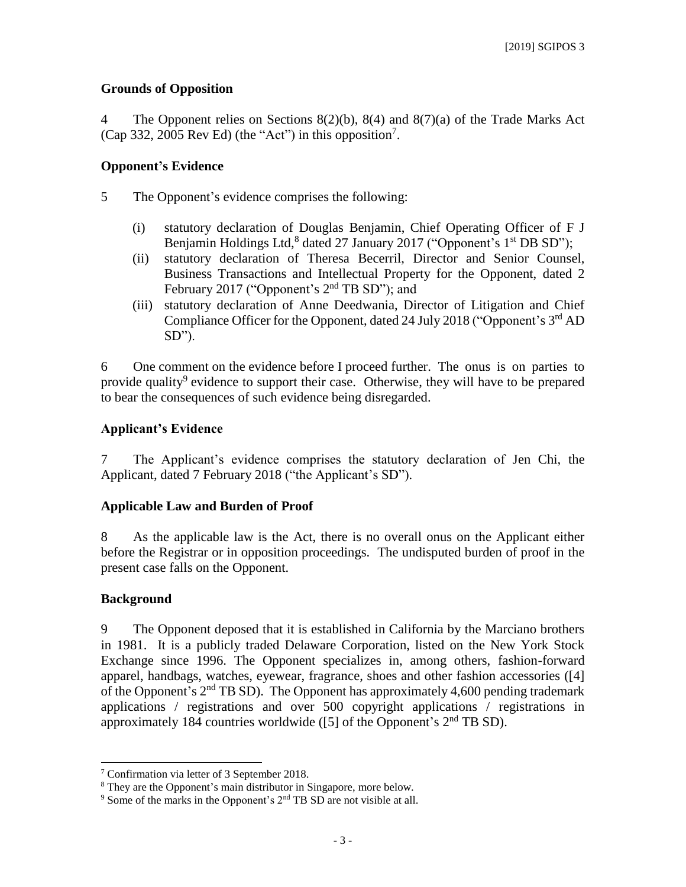## Grounds of Opposition

4 The Opponent relies on Sections 8(2)(b), 8(4) and 8(7)(a) of the Trade Marks Act (Cap 332, 2005 Rev Ed) (the "Act") in this opposition[7].

## Opponent's Evidence

5 The Opponent's evidence comprises the following:

(i) statutory declaration of Douglas Benjamin, Chief Operating Officer of F J Benjamin Holdings Ltd,[8] dated 27 January 2017 ("Opponent's 1st DB SD");

(ii) statutory declaration of Theresa Becerril, Director and Senior Counsel, Business Transactions and Intellectual Property for the Opponent, dated 2 February 2017 ("Opponent's 2nd TB SD"); and

(iii) statutory declaration of Anne Deedwania, Director of Litigation and Chief Compliance Officer for the Opponent, dated 24 July 2018 ("Opponent's 3rd AD SD").

6 One comment on the evidence before I proceed further. The onus is on parties to provide quality[9] evidence to support their case. Otherwise, they will have to be prepared to bear the consequences of such evidence being disregarded.

## Applicant's Evidence

7 The Applicant's evidence comprises the statutory declaration of Jen Chi, the Applicant, dated 7 February 2018 ("the Applicant's SD").

## Applicable Law and Burden of Proof

8 As the applicable law is the Act, there is no overall onus on the Applicant either before the Registrar or in opposition proceedings. The undisputed burden of proof in the present case falls on the Opponent.

## Background

9 The Opponent deposed that it is established in California by the Marciano brothers in 1981. It is a publicly traded Delaware Corporation, listed on the New York Stock Exchange since 1996. The Opponent specializes in, among others, fashion-forward apparel, handbags, watches, eyewear, fragrance, shoes and other fashion accessories ([4] of the Opponent's 2nd TB SD). The Opponent has approximately 4,600 pending trademark applications / registrations and over 500 copyright applications / registrations in approximately 184 countries worldwide ([5] of the Opponent's 2nd TB SD).

---

[7] Confirmation via letter of 3 September 2018.

[8] They are the Opponent's main distributor in Singapore, more below.

[9] Some of the marks in the Opponent's 2nd TB SD are not visible at all.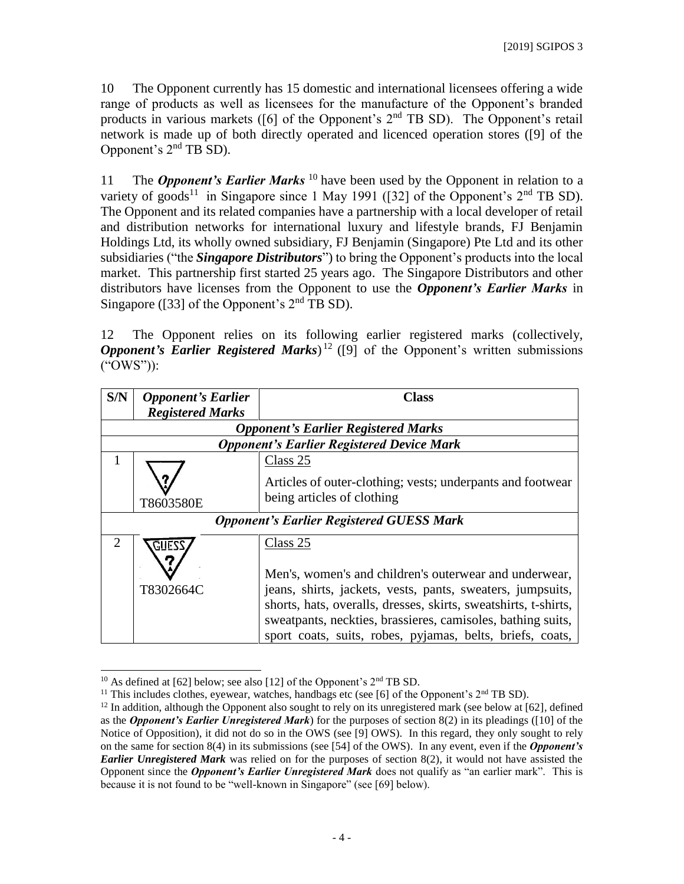10 The Opponent currently has 15 domestic and international licensees offering a wide range of products as well as licensees for the manufacture of the Opponent's branded products in various markets ([6] of the Opponent's 2nd TB SD). The Opponent's retail network is made up of both directly operated and licenced operation stores ([9] of the Opponent's 2nd TB SD).

11 The ***Opponent's Earlier Marks*** [10] have been used by the Opponent in relation to a variety of goods[11] in Singapore since 1 May 1991 ([32] of the Opponent's 2nd TB SD). The Opponent and its related companies have a partnership with a local developer of retail and distribution networks for international luxury and lifestyle brands, FJ Benjamin Holdings Ltd, its wholly owned subsidiary, FJ Benjamin (Singapore) Pte Ltd and its other subsidiaries ("the ***Singapore Distributors***") to bring the Opponent's products into the local market. This partnership first started 25 years ago. The Singapore Distributors and other distributors have licenses from the Opponent to use the ***Opponent's Earlier Marks*** in Singapore ([33] of the Opponent's 2nd TB SD).

12 The Opponent relies on its following earlier registered marks (collectively, ***Opponent's Earlier Registered Marks***)[12] ([9] of the Opponent's written submissions ("OWS")):

| S/N | *Opponent's Earlier Registered Marks* | Class |
|---|---|---|
| ***Opponent's Earlier Registered Marks*** | | |
| ***Opponent's Earlier Registered Device Mark*** | | |
| 1 | T8603580E | Class 25<br><br>Articles of outer-clothing; vests; underpants and footwear being articles of clothing |
| ***Opponent's Earlier Registered GUESS Mark*** | | |
| 2 | GUESS<br>T8302664C | Class 25<br><br>Men's, women's and children's outerwear and underwear, jeans, shirts, jackets, vests, pants, sweaters, jumpsuits, shorts, hats, overalls, dresses, skirts, sweatshirts, t-shirts, sweatpants, neckties, brassieres, camisoles, bathing suits, sport coats, suits, robes, pyjamas, belts, briefs, coats, |

[10] As defined at [62] below; see also [12] of the Opponent's 2nd TB SD.

[11] This includes clothes, eyewear, watches, handbags etc (see [6] of the Opponent's 2nd TB SD).

[12] In addition, although the Opponent also sought to rely on its unregistered mark (see below at [62], defined as the ***Opponent's Earlier Unregistered Mark***) for the purposes of section 8(2) in its pleadings ([10] of the Notice of Opposition), it did not do so in the OWS (see [9] OWS). In this regard, they only sought to rely on the same for section 8(4) in its submissions (see [54] of the OWS). In any event, even if the ***Opponent's Earlier Unregistered Mark*** was relied on for the purposes of section 8(2), it would not have assisted the Opponent since the ***Opponent's Earlier Unregistered Mark*** does not qualify as "an earlier mark". This is because it is not found to be "well-known in Singapore" (see [69] below).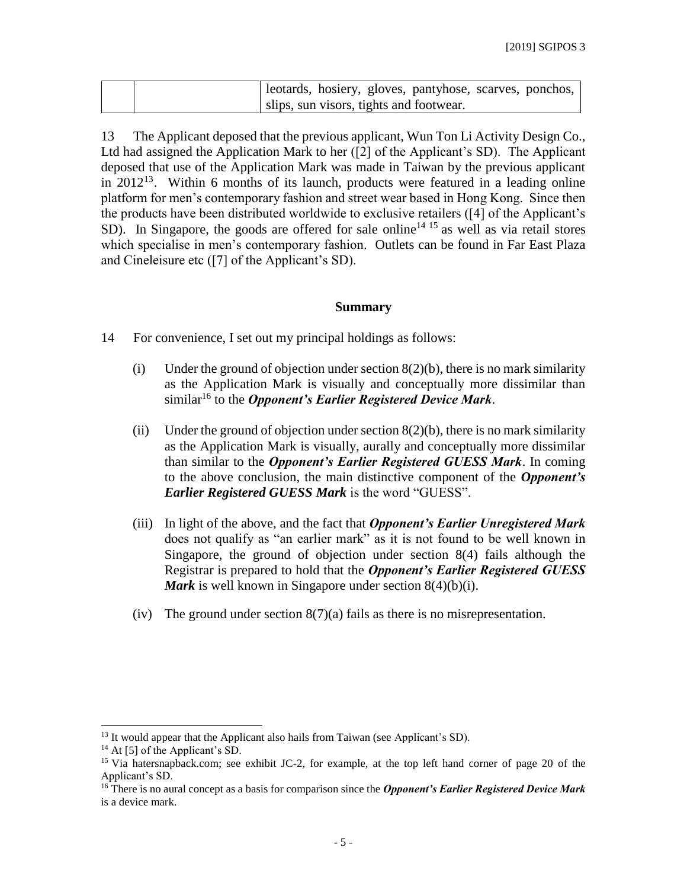| | | leotards, hosiery, gloves, pantyhose, scarves, ponchos, slips, sun visors, tights and footwear. |
|---|---|---|

13 The Applicant deposed that the previous applicant, Wun Ton Li Activity Design Co., Ltd had assigned the Application Mark to her ([2] of the Applicant's SD). The Applicant deposed that use of the Application Mark was made in Taiwan by the previous applicant in 2012[13]. Within 6 months of its launch, products were featured in a leading online platform for men's contemporary fashion and street wear based in Hong Kong. Since then the products have been distributed worldwide to exclusive retailers ([4] of the Applicant's SD). In Singapore, the goods are offered for sale online[14] [15] as well as via retail stores which specialise in men's contemporary fashion. Outlets can be found in Far East Plaza and Cineleisure etc ([7] of the Applicant's SD).

**Summary**

14 For convenience, I set out my principal holdings as follows:

(i) Under the ground of objection under section 8(2)(b), there is no mark similarity as the Application Mark is visually and conceptually more dissimilar than similar[16] to the ***Opponent's Earlier Registered Device Mark***.

(ii) Under the ground of objection under section 8(2)(b), there is no mark similarity as the Application Mark is visually, aurally and conceptually more dissimilar than similar to the ***Opponent's Earlier Registered GUESS Mark***. In coming to the above conclusion, the main distinctive component of the ***Opponent's Earlier Registered GUESS Mark*** is the word "GUESS".

(iii) In light of the above, and the fact that ***Opponent's Earlier Unregistered Mark*** does not qualify as "an earlier mark" as it is not found to be well known in Singapore, the ground of objection under section 8(4) fails although the Registrar is prepared to hold that the ***Opponent's Earlier Registered GUESS Mark*** is well known in Singapore under section 8(4)(b)(i).

(iv) The ground under section 8(7)(a) fails as there is no misrepresentation.

---

[13] It would appear that the Applicant also hails from Taiwan (see Applicant's SD).

[14] At [5] of the Applicant's SD.

[15] Via hatersnapback.com; see exhibit JC-2, for example, at the top left hand corner of page 20 of the Applicant's SD.

[16] There is no aural concept as a basis for comparison since the ***Opponent's Earlier Registered Device Mark*** is a device mark.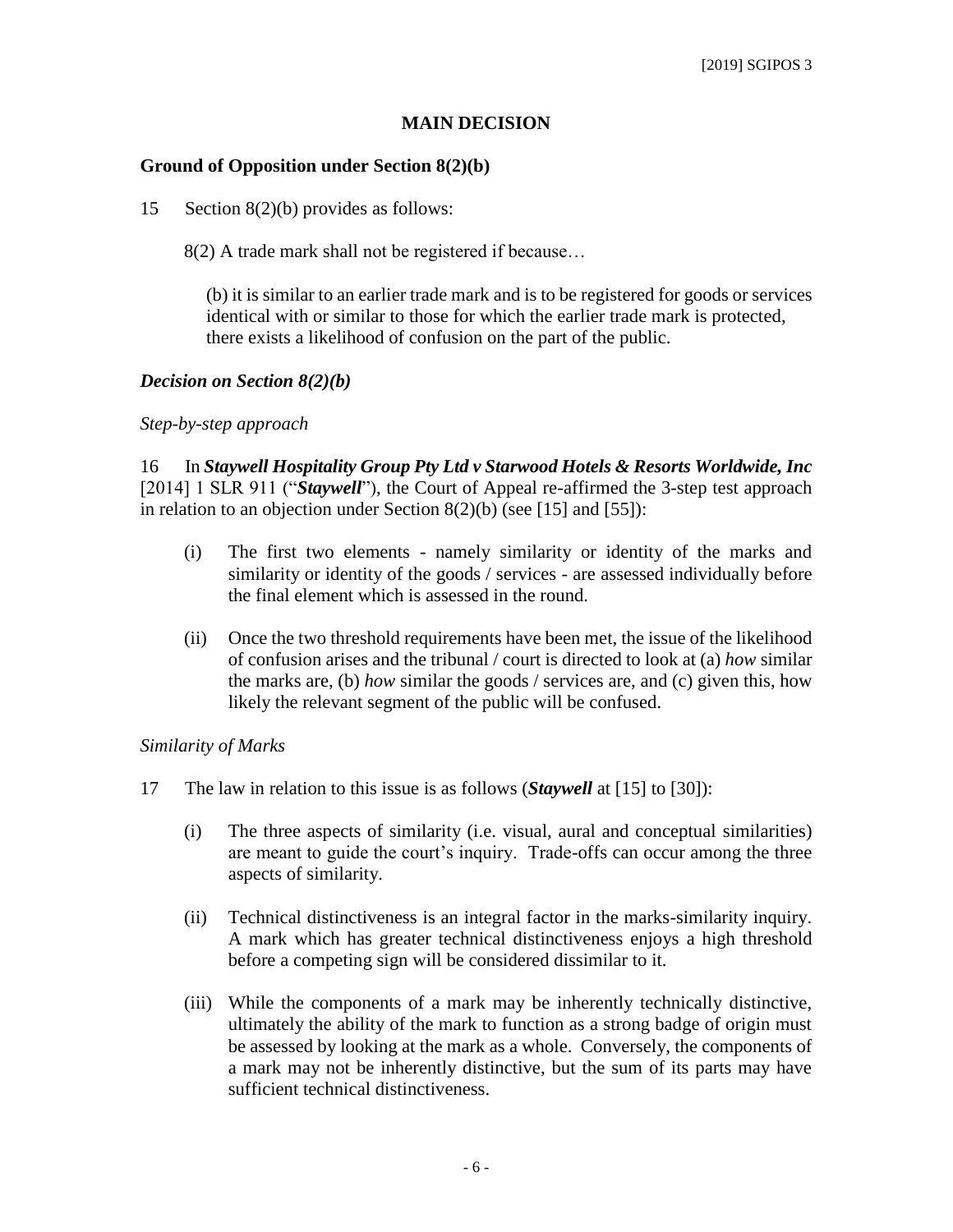## MAIN DECISION

### Ground of Opposition under Section 8(2)(b)

15 Section 8(2)(b) provides as follows:

> 8(2) A trade mark shall not be registered if because…
>
> > (b) it is similar to an earlier trade mark and is to be registered for goods or services identical with or similar to those for which the earlier trade mark is protected, there exists a likelihood of confusion on the part of the public.

### *Decision on Section 8(2)(b)*

*Step-by-step approach*

16 In ***Staywell Hospitality Group Pty Ltd v Starwood Hotels & Resorts Worldwide, Inc*** [2014] 1 SLR 911 ("***Staywell***"), the Court of Appeal re-affirmed the 3-step test approach in relation to an objection under Section 8(2)(b) (see [15] and [55]):

(i) The first two elements - namely similarity or identity of the marks and similarity or identity of the goods / services - are assessed individually before the final element which is assessed in the round.

(ii) Once the two threshold requirements have been met, the issue of the likelihood of confusion arises and the tribunal / court is directed to look at (a) *how* similar the marks are, (b) *how* similar the goods / services are, and (c) given this, how likely the relevant segment of the public will be confused.

*Similarity of Marks*

17 The law in relation to this issue is as follows (***Staywell*** at [15] to [30]):

(i) The three aspects of similarity (i.e. visual, aural and conceptual similarities) are meant to guide the court's inquiry. Trade-offs can occur among the three aspects of similarity.

(ii) Technical distinctiveness is an integral factor in the marks-similarity inquiry. A mark which has greater technical distinctiveness enjoys a high threshold before a competing sign will be considered dissimilar to it.

(iii) While the components of a mark may be inherently technically distinctive, ultimately the ability of the mark to function as a strong badge of origin must be assessed by looking at the mark as a whole. Conversely, the components of a mark may not be inherently distinctive, but the sum of its parts may have sufficient technical distinctiveness.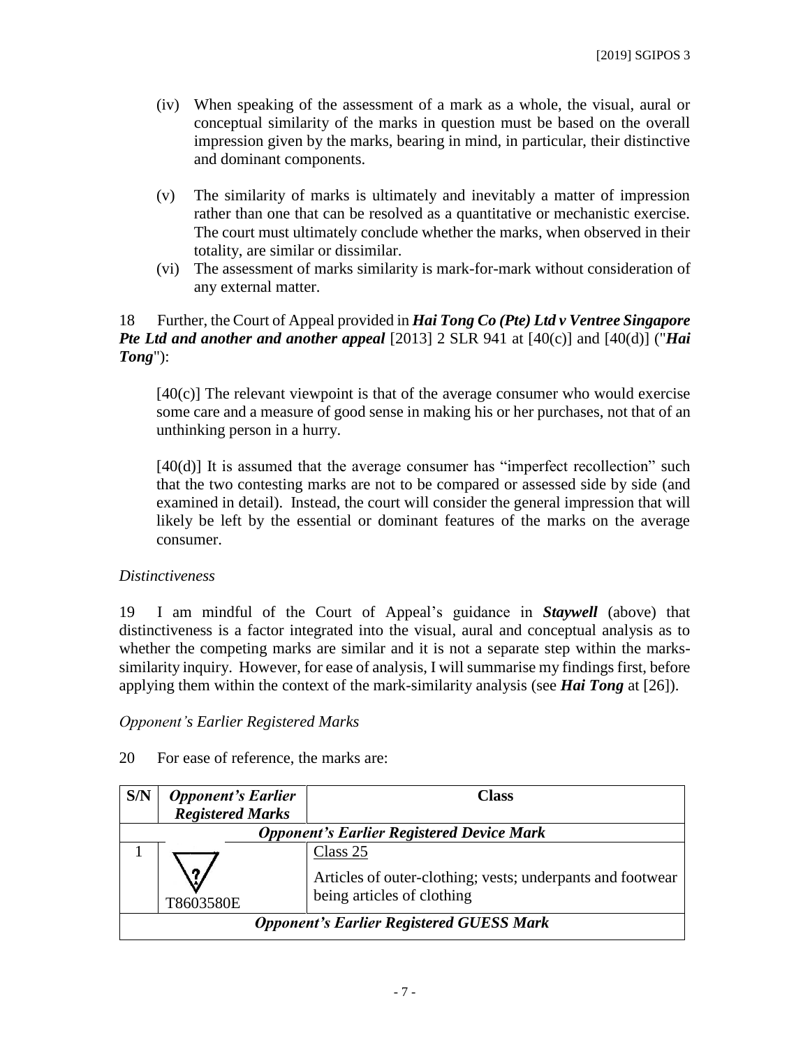(iv) When speaking of the assessment of a mark as a whole, the visual, aural or conceptual similarity of the marks in question must be based on the overall impression given by the marks, bearing in mind, in particular, their distinctive and dominant components.

(v) The similarity of marks is ultimately and inevitably a matter of impression rather than one that can be resolved as a quantitative or mechanistic exercise. The court must ultimately conclude whether the marks, when observed in their totality, are similar or dissimilar.

(vi) The assessment of marks similarity is mark-for-mark without consideration of any external matter.

18 Further, the Court of Appeal provided in ***Hai Tong Co (Pte) Ltd v Ventree Singapore Pte Ltd and another and another appeal*** [2013] 2 SLR 941 at [40(c)] and [40(d)] ("***Hai Tong***"):

> [40(c)] The relevant viewpoint is that of the average consumer who would exercise some care and a measure of good sense in making his or her purchases, not that of an unthinking person in a hurry.
>
> [40(d)] It is assumed that the average consumer has "imperfect recollection" such that the two contesting marks are not to be compared or assessed side by side (and examined in detail). Instead, the court will consider the general impression that will likely be left by the essential or dominant features of the marks on the average consumer.

*Distinctiveness*

19 I am mindful of the Court of Appeal's guidance in ***Staywell*** (above) that distinctiveness is a factor integrated into the visual, aural and conceptual analysis as to whether the competing marks are similar and it is not a separate step within the marks-similarity inquiry. However, for ease of analysis, I will summarise my findings first, before applying them within the context of the mark-similarity analysis (see ***Hai Tong*** at [26]).

*Opponent's Earlier Registered Marks*

20 For ease of reference, the marks are:

| S/N | *Opponent's Earlier Registered Marks* | Class |
|---|---|---|
| ***Opponent's Earlier Registered Device Mark*** | | |
| 1 | T8603580E | Class 25<br><br>Articles of outer-clothing; vests; underpants and footwear being articles of clothing |
| ***Opponent's Earlier Registered GUESS Mark*** | | |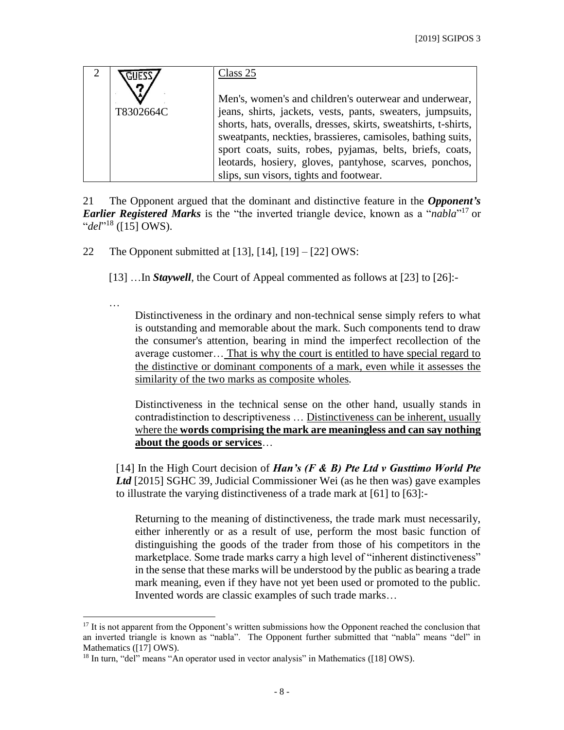| 2 | GUESS ? T8302664C | Class 25<br><br>Men's, women's and children's outerwear and underwear, jeans, shirts, jackets, vests, pants, sweaters, jumpsuits, shorts, hats, overalls, dresses, skirts, sweatshirts, t-shirts, sweatpants, neckties, brassieres, camisoles, bathing suits, sport coats, suits, robes, pyjamas, belts, briefs, coats, leotards, hosiery, gloves, pantyhose, scarves, ponchos, slips, sun visors, tights and footwear. |
|---|---|---|

21 The Opponent argued that the dominant and distinctive feature in the ***Opponent's Earlier Registered Marks*** is the "the inverted triangle device, known as a "*nabla*"[17] or "*del*"[18] ([15] OWS).

22 The Opponent submitted at [13], [14], [19] – [22] OWS:

> [13] …In ***Staywell***, the Court of Appeal commented as follows at [23] to [26]:-
>
> …
>
> > Distinctiveness in the ordinary and non-technical sense simply refers to what is outstanding and memorable about the mark. Such components tend to draw the consumer's attention, bearing in mind the imperfect recollection of the average customer… That is why the court is entitled to have special regard to the distinctive or dominant components of a mark, even while it assesses the similarity of the two marks as composite wholes.
> >
> > Distinctiveness in the technical sense on the other hand, usually stands in contradistinction to descriptiveness … Distinctiveness can be inherent, usually where the **words comprising the mark are meaningless and can say nothing about the goods or services**…
>
> [14] In the High Court decision of ***Han's (F & B) Pte Ltd v Gusttimo World Pte Ltd*** [2015] SGHC 39, Judicial Commissioner Wei (as he then was) gave examples to illustrate the varying distinctiveness of a trade mark at [61] to [63]:-
>
> > Returning to the meaning of distinctiveness, the trade mark must necessarily, either inherently or as a result of use, perform the most basic function of distinguishing the goods of the trader from those of his competitors in the marketplace. Some trade marks carry a high level of "inherent distinctiveness" in the sense that these marks will be understood by the public as bearing a trade mark meaning, even if they have not yet been used or promoted to the public. Invented words are classic examples of such trade marks…

---

[17] It is not apparent from the Opponent's written submissions how the Opponent reached the conclusion that an inverted triangle is known as "nabla". The Opponent further submitted that "nabla" means "del" in Mathematics ([17] OWS).

[18] In turn, "del" means "An operator used in vector analysis" in Mathematics ([18] OWS).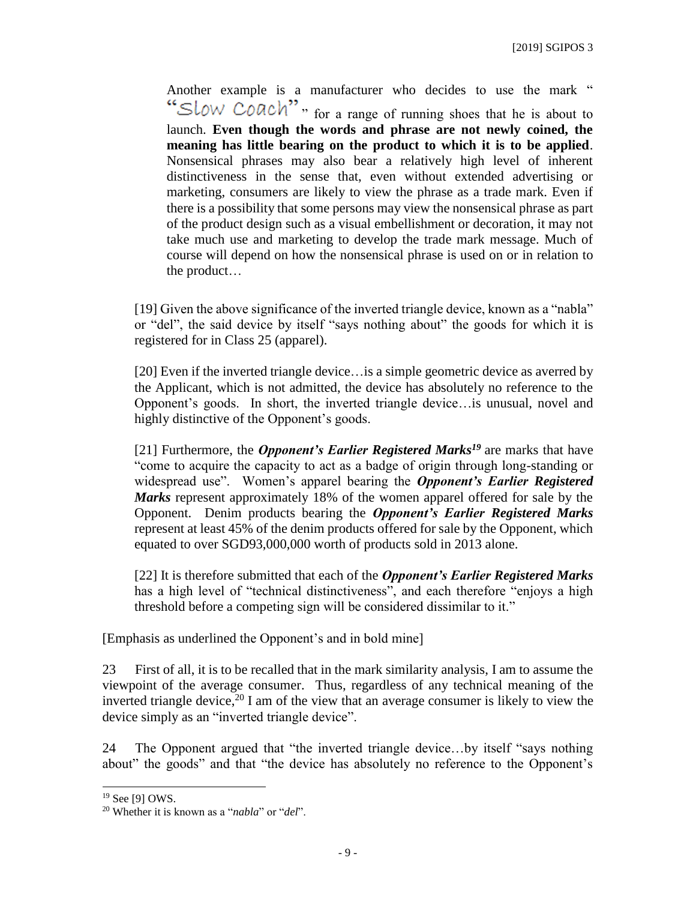Another example is a manufacturer who decides to use the mark "“Slow Coach”" for a range of running shoes that he is about to launch. **Even though the words and phrase are not newly coined, the meaning has little bearing on the product to which it is to be applied**. Nonsensical phrases may also bear a relatively high level of inherent distinctiveness in the sense that, even without extended advertising or marketing, consumers are likely to view the phrase as a trade mark. Even if there is a possibility that some persons may view the nonsensical phrase as part of the product design such as a visual embellishment or decoration, it may not take much use and marketing to develop the trade mark message. Much of course will depend on how the nonsensical phrase is used on or in relation to the product…

> [19] Given the above significance of the inverted triangle device, known as a "nabla" or "del", the said device by itself "says nothing about" the goods for which it is registered for in Class 25 (apparel).
>
> [20] Even if the inverted triangle device…is a simple geometric device as averred by the Applicant, which is not admitted, the device has absolutely no reference to the Opponent's goods. In short, the inverted triangle device…is unusual, novel and highly distinctive of the Opponent's goods.
>
> [21] Furthermore, the ***Opponent's Earlier Registered Marks***[19] are marks that have "come to acquire the capacity to act as a badge of origin through long-standing or widespread use". Women's apparel bearing the ***Opponent's Earlier Registered Marks*** represent approximately 18% of the women apparel offered for sale by the Opponent. Denim products bearing the ***Opponent's Earlier Registered Marks*** represent at least 45% of the denim products offered for sale by the Opponent, which equated to over SGD93,000,000 worth of products sold in 2013 alone.
>
> [22] It is therefore submitted that each of the ***Opponent's Earlier Registered Marks*** has a high level of "technical distinctiveness", and each therefore "enjoys a high threshold before a competing sign will be considered dissimilar to it."

[Emphasis as underlined the Opponent's and in bold mine]

23 First of all, it is to be recalled that in the mark similarity analysis, I am to assume the viewpoint of the average consumer. Thus, regardless of any technical meaning of the inverted triangle device,[20] I am of the view that an average consumer is likely to view the device simply as an "inverted triangle device".

24 The Opponent argued that "the inverted triangle device…by itself "says nothing about" the goods" and that "the device has absolutely no reference to the Opponent's

---

[19] See [9] OWS.

[20] Whether it is known as a "*nabla*" or "*del*".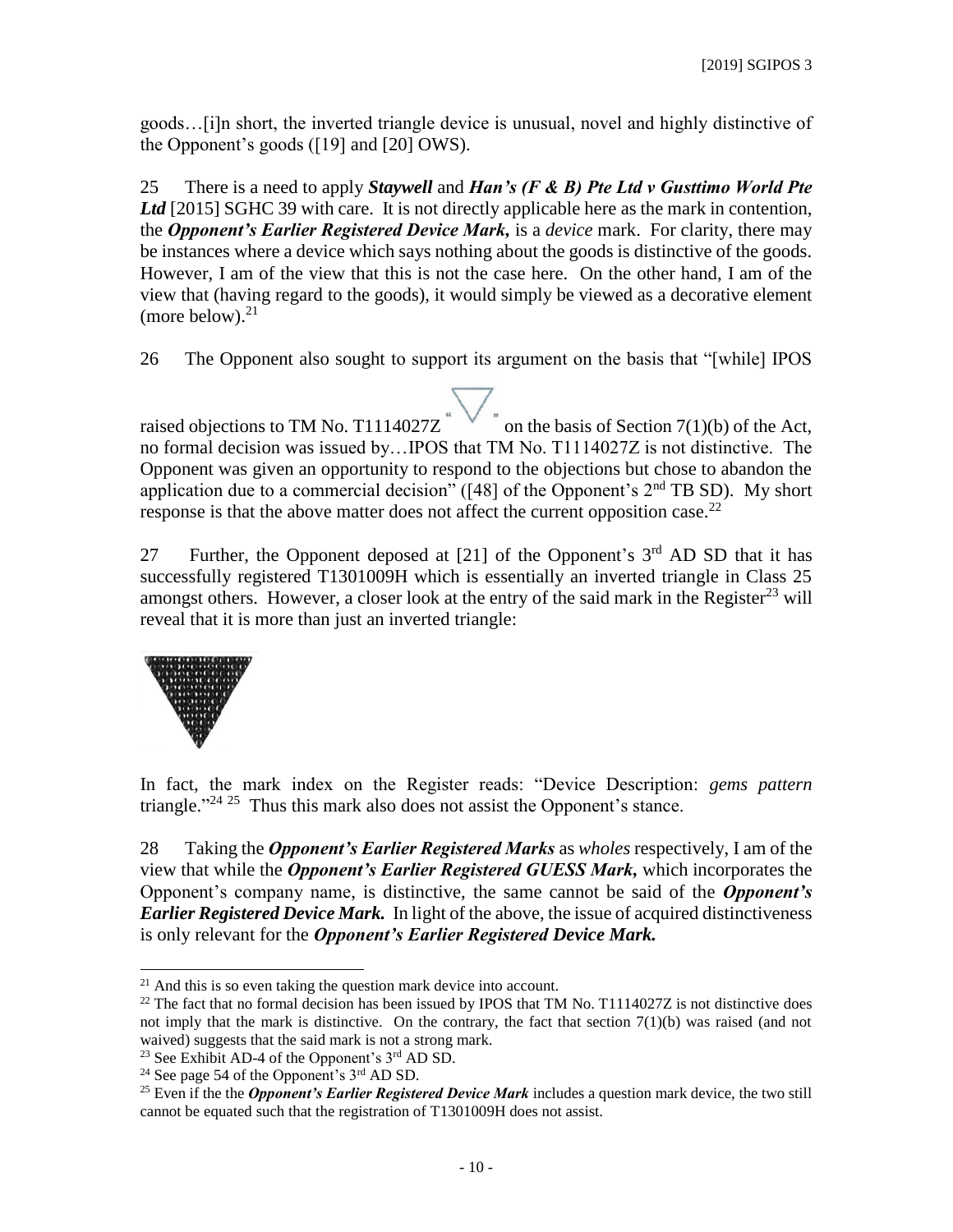goods…[i]n short, the inverted triangle device is unusual, novel and highly distinctive of the Opponent's goods ([19] and [20] OWS).

25 There is a need to apply ***Staywell*** and ***Han's (F & B) Pte Ltd v Gusttimo World Pte Ltd*** [2015] SGHC 39 with care. It is not directly applicable here as the mark in contention, the ***Opponent's Earlier Registered Device Mark,*** is a *device* mark. For clarity, there may be instances where a device which says nothing about the goods is distinctive of the goods. However, I am of the view that this is not the case here. On the other hand, I am of the view that (having regard to the goods), it would simply be viewed as a decorative element (more below).[21]

26 The Opponent also sought to support its argument on the basis that "[while] IPOS raised objections to TM No. T1114027Z " " on the basis of Section 7(1)(b) of the Act, no formal decision was issued by…IPOS that TM No. T1114027Z is not distinctive. The Opponent was given an opportunity to respond to the objections but chose to abandon the application due to a commercial decision" ([48] of the Opponent's 2nd TB SD). My short response is that the above matter does not affect the current opposition case.[22]

27 Further, the Opponent deposed at [21] of the Opponent's 3rd AD SD that it has successfully registered T1301009H which is essentially an inverted triangle in Class 25 amongst others. However, a closer look at the entry of the said mark in the Register[23] will reveal that it is more than just an inverted triangle:

In fact, the mark index on the Register reads: "Device Description: *gems pattern* triangle."[24] [25] Thus this mark also does not assist the Opponent's stance.

28 Taking the ***Opponent's Earlier Registered Marks*** as *wholes* respectively, I am of the view that while the ***Opponent's Earlier Registered GUESS Mark,*** which incorporates the Opponent's company name, is distinctive, the same cannot be said of the ***Opponent's Earlier Registered Device Mark.*** In light of the above, the issue of acquired distinctiveness is only relevant for the ***Opponent's Earlier Registered Device Mark.***

---

[21] And this is so even taking the question mark device into account.

[22] The fact that no formal decision has been issued by IPOS that TM No. T1114027Z is not distinctive does not imply that the mark is distinctive. On the contrary, the fact that section 7(1)(b) was raised (and not waived) suggests that the said mark is not a strong mark.

[23] See Exhibit AD-4 of the Opponent's 3rd AD SD.

[24] See page 54 of the Opponent's 3rd AD SD.

[25] Even if the the ***Opponent's Earlier Registered Device Mark*** includes a question mark device, the two still cannot be equated such that the registration of T1301009H does not assist.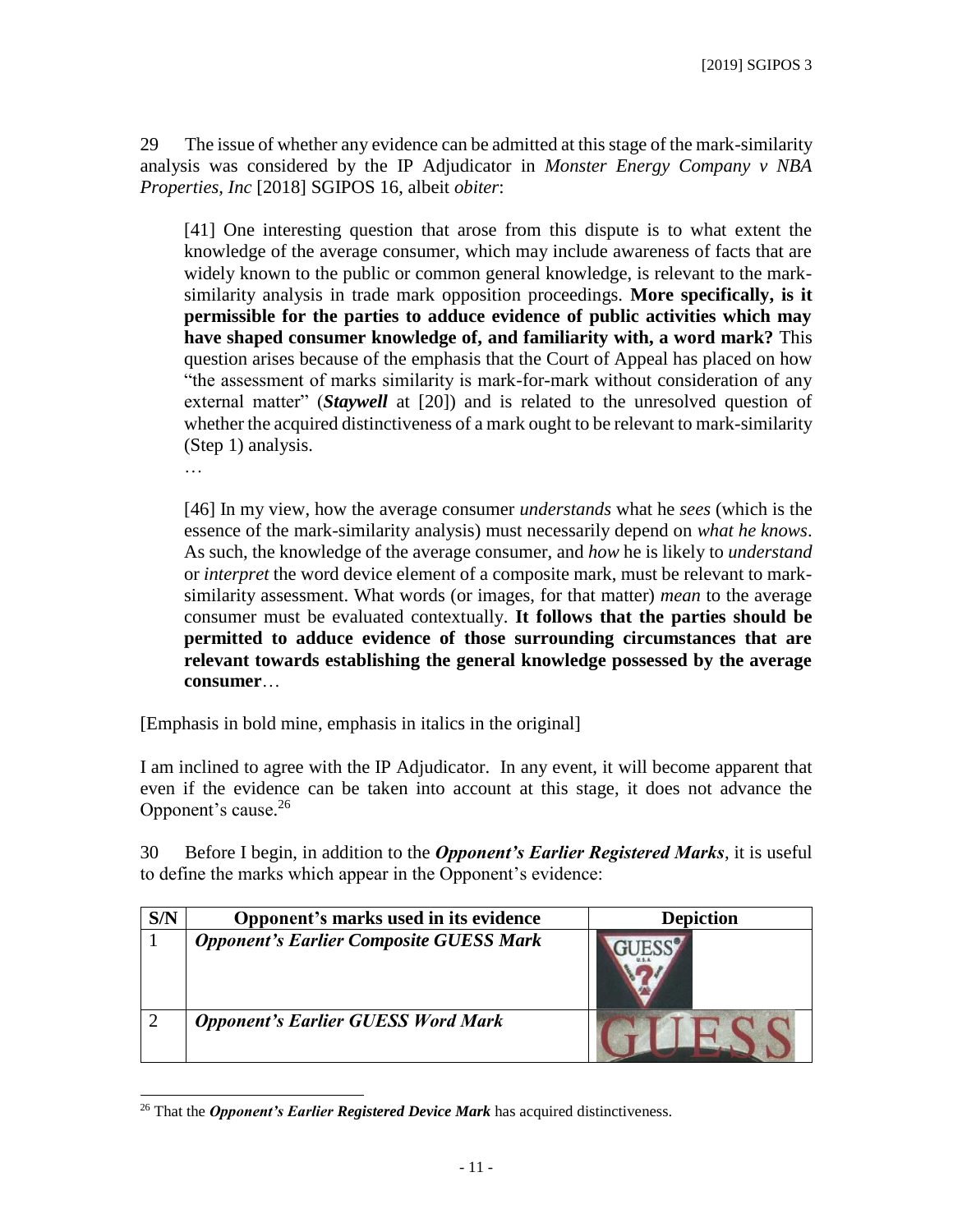29 The issue of whether any evidence can be admitted at this stage of the mark-similarity analysis was considered by the IP Adjudicator in *Monster Energy Company v NBA Properties, Inc* [2018] SGIPOS 16, albeit *obiter*:

> [41] One interesting question that arose from this dispute is to what extent the knowledge of the average consumer, which may include awareness of facts that are widely known to the public or common general knowledge, is relevant to the mark-similarity analysis in trade mark opposition proceedings. **More specifically, is it permissible for the parties to adduce evidence of public activities which may have shaped consumer knowledge of, and familiarity with, a word mark?** This question arises because of the emphasis that the Court of Appeal has placed on how "the assessment of marks similarity is mark-for-mark without consideration of any external matter" (***Staywell*** at [20]) and is related to the unresolved question of whether the acquired distinctiveness of a mark ought to be relevant to mark-similarity (Step 1) analysis.
>
> …
>
> [46] In my view, how the average consumer *understands* what he *sees* (which is the essence of the mark-similarity analysis) must necessarily depend on *what he knows*. As such, the knowledge of the average consumer, and *how* he is likely to *understand* or *interpret* the word device element of a composite mark, must be relevant to mark-similarity assessment. What words (or images, for that matter) *mean* to the average consumer must be evaluated contextually. **It follows that the parties should be permitted to adduce evidence of those surrounding circumstances that are relevant towards establishing the general knowledge possessed by the average consumer**…

[Emphasis in bold mine, emphasis in italics in the original]

I am inclined to agree with the IP Adjudicator. In any event, it will become apparent that even if the evidence can be taken into account at this stage, it does not advance the Opponent's cause.[26]

30 Before I begin, in addition to the ***Opponent's Earlier Registered Marks***, it is useful to define the marks which appear in the Opponent's evidence:

| S/N | Opponent's marks used in its evidence | Depiction |
|---|---|---|
| 1 | ***Opponent's Earlier Composite GUESS Mark*** | GUESS® U.S.A. ? |
| 2 | ***Opponent's Earlier GUESS Word Mark*** | GUESS |

[26] That the ***Opponent's Earlier Registered Device Mark*** has acquired distinctiveness.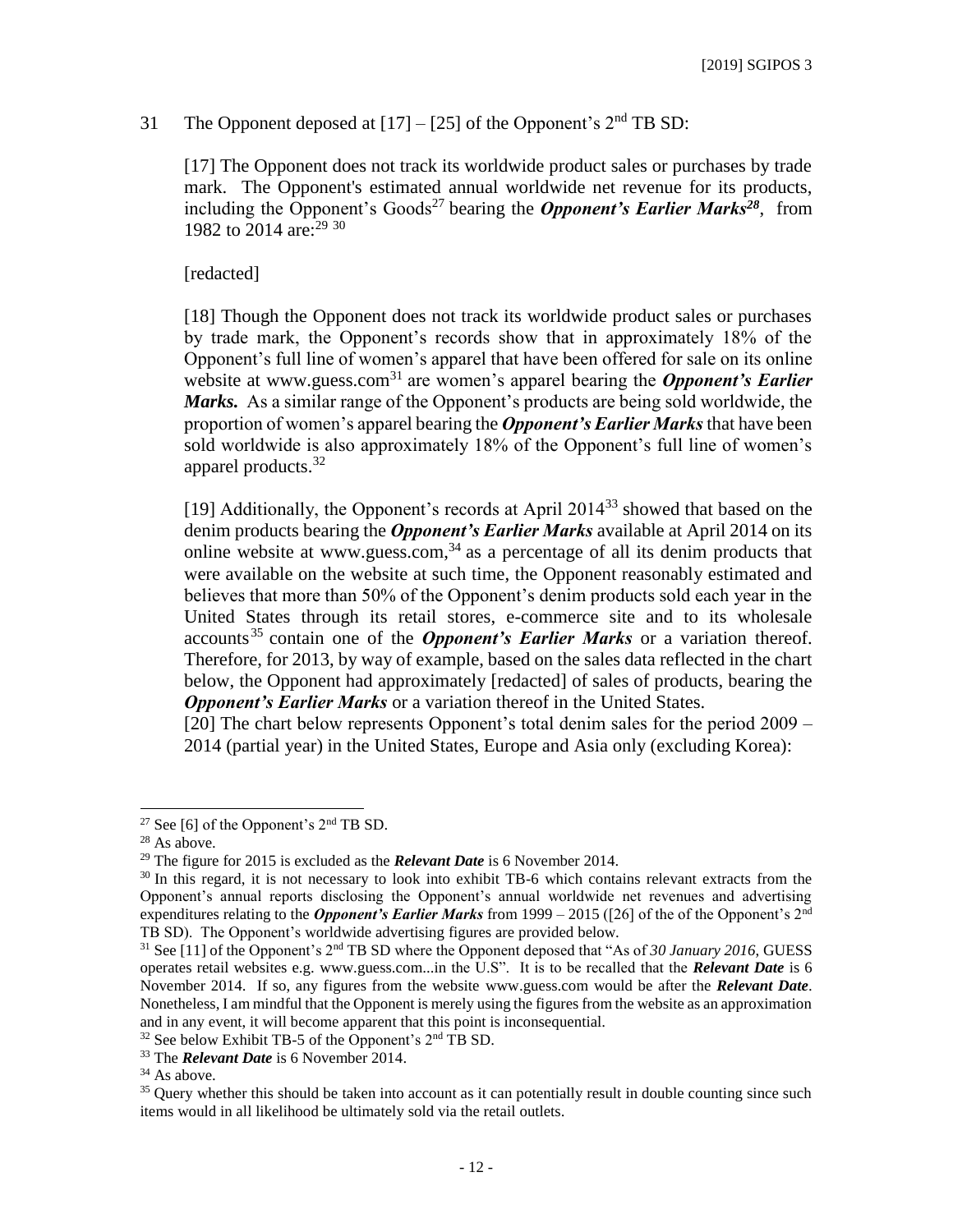31 The Opponent deposed at [17] – [25] of the Opponent's 2nd TB SD:

> [17] The Opponent does not track its worldwide product sales or purchases by trade mark. The Opponent's estimated annual worldwide net revenue for its products, including the Opponent's Goods[27] bearing the ***Opponent's Earlier Marks***[28], from 1982 to 2014 are:[29] [30]
>
> [redacted]
>
> [18] Though the Opponent does not track its worldwide product sales or purchases by trade mark, the Opponent's records show that in approximately 18% of the Opponent's full line of women's apparel that have been offered for sale on its online website at www.guess.com[31] are women's apparel bearing the ***Opponent's Earlier Marks.*** As a similar range of the Opponent's products are being sold worldwide, the proportion of women's apparel bearing the ***Opponent's Earlier Marks*** that have been sold worldwide is also approximately 18% of the Opponent's full line of women's apparel products.[32]
>
> [19] Additionally, the Opponent's records at April 2014[33] showed that based on the denim products bearing the ***Opponent's Earlier Marks*** available at April 2014 on its online website at www.guess.com,[34] as a percentage of all its denim products that were available on the website at such time, the Opponent reasonably estimated and believes that more than 50% of the Opponent's denim products sold each year in the United States through its retail stores, e-commerce site and to its wholesale accounts[35] contain one of the ***Opponent's Earlier Marks*** or a variation thereof. Therefore, for 2013, by way of example, based on the sales data reflected in the chart below, the Opponent had approximately [redacted] of sales of products, bearing the ***Opponent's Earlier Marks*** or a variation thereof in the United States.
>
> [20] The chart below represents Opponent's total denim sales for the period 2009 – 2014 (partial year) in the United States, Europe and Asia only (excluding Korea):

---

[27] See [6] of the Opponent's 2nd TB SD.

[28] As above.

[29] The figure for 2015 is excluded as the ***Relevant Date*** is 6 November 2014.

[30] In this regard, it is not necessary to look into exhibit TB-6 which contains relevant extracts from the Opponent's annual reports disclosing the Opponent's annual worldwide net revenues and advertising expenditures relating to the ***Opponent's Earlier Marks*** from 1999 – 2015 ([26] of the of the Opponent's 2nd TB SD). The Opponent's worldwide advertising figures are provided below.

[31] See [11] of the Opponent's 2nd TB SD where the Opponent deposed that "As of *30 January 2016*, GUESS operates retail websites e.g. www.guess.com...in the U.S". It is to be recalled that the ***Relevant Date*** is 6 November 2014. If so, any figures from the website www.guess.com would be after the ***Relevant Date***. Nonetheless, I am mindful that the Opponent is merely using the figures from the website as an approximation and in any event, it will become apparent that this point is inconsequential.

[32] See below Exhibit TB-5 of the Opponent's 2nd TB SD.

[33] The ***Relevant Date*** is 6 November 2014.

[34] As above.

[35] Query whether this should be taken into account as it can potentially result in double counting since such items would in all likelihood be ultimately sold via the retail outlets.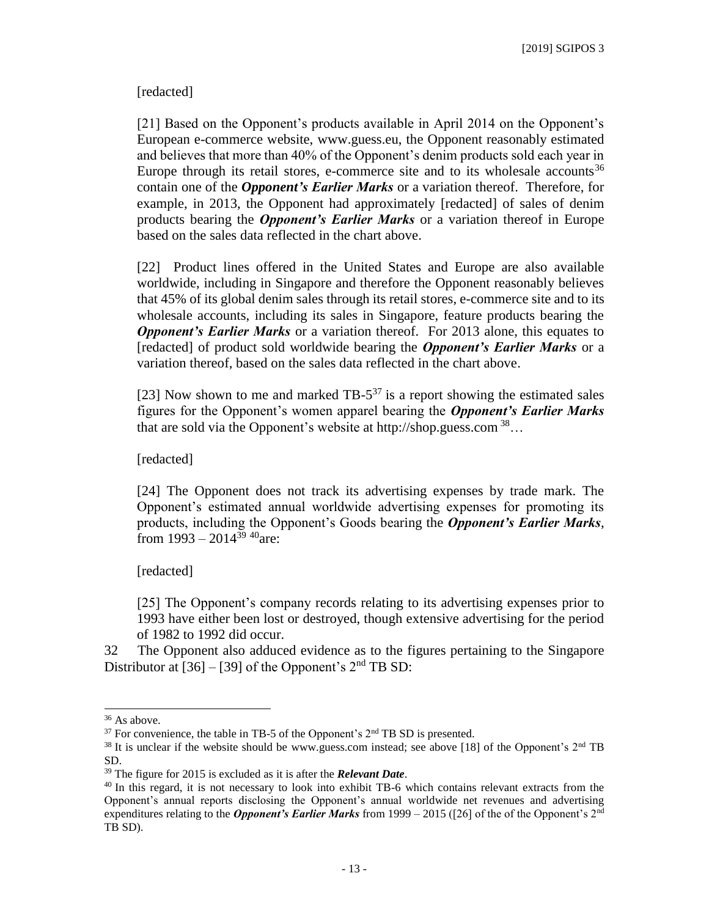[redacted]

[21] Based on the Opponent's products available in April 2014 on the Opponent's European e-commerce website, www.guess.eu, the Opponent reasonably estimated and believes that more than 40% of the Opponent's denim products sold each year in Europe through its retail stores, e-commerce site and to its wholesale accounts[36] contain one of the ***Opponent's Earlier Marks*** or a variation thereof. Therefore, for example, in 2013, the Opponent had approximately [redacted] of sales of denim products bearing the ***Opponent's Earlier Marks*** or a variation thereof in Europe based on the sales data reflected in the chart above.

[22] Product lines offered in the United States and Europe are also available worldwide, including in Singapore and therefore the Opponent reasonably believes that 45% of its global denim sales through its retail stores, e-commerce site and to its wholesale accounts, including its sales in Singapore, feature products bearing the ***Opponent's Earlier Marks*** or a variation thereof. For 2013 alone, this equates to [redacted] of product sold worldwide bearing the ***Opponent's Earlier Marks*** or a variation thereof, based on the sales data reflected in the chart above.

[23] Now shown to me and marked TB-5[37] is a report showing the estimated sales figures for the Opponent's women apparel bearing the ***Opponent's Earlier Marks*** that are sold via the Opponent's website at http://shop.guess.com [38]…

[redacted]

[24] The Opponent does not track its advertising expenses by trade mark. The Opponent's estimated annual worldwide advertising expenses for promoting its products, including the Opponent's Goods bearing the ***Opponent's Earlier Marks***, from 1993 – 2014[39] [40]are:

[redacted]

[25] The Opponent's company records relating to its advertising expenses prior to 1993 have either been lost or destroyed, though extensive advertising for the period of 1982 to 1992 did occur.

32 The Opponent also adduced evidence as to the figures pertaining to the Singapore Distributor at [36] – [39] of the Opponent's 2nd TB SD:

---

[36] As above.

[37] For convenience, the table in TB-5 of the Opponent's 2nd TB SD is presented.

[38] It is unclear if the website should be www.guess.com instead; see above [18] of the Opponent's 2nd TB SD.

[39] The figure for 2015 is excluded as it is after the ***Relevant Date***.

[40] In this regard, it is not necessary to look into exhibit TB-6 which contains relevant extracts from the Opponent's annual reports disclosing the Opponent's annual worldwide net revenues and advertising expenditures relating to the ***Opponent's Earlier Marks*** from 1999 – 2015 ([26] of the of the Opponent's 2nd TB SD).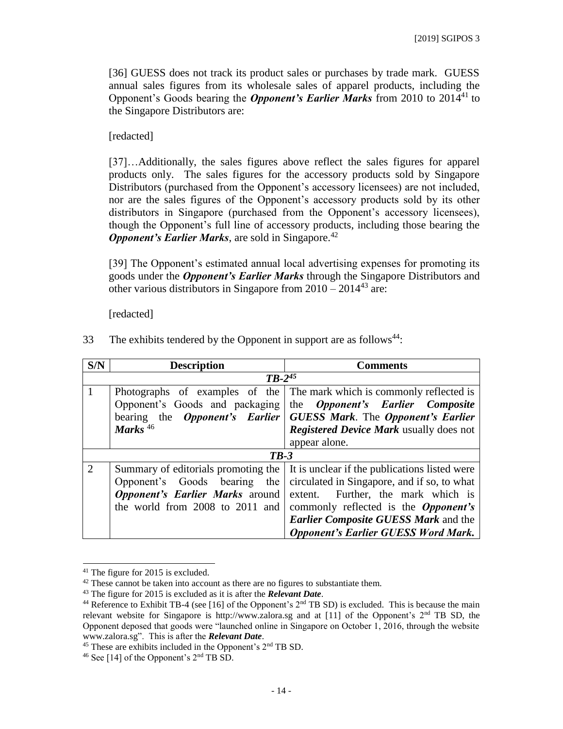[36] GUESS does not track its product sales or purchases by trade mark. GUESS annual sales figures from its wholesale sales of apparel products, including the Opponent's Goods bearing the ***Opponent's Earlier Marks*** from 2010 to 2014[41] to the Singapore Distributors are:

[redacted]

[37]…Additionally, the sales figures above reflect the sales figures for apparel products only. The sales figures for the accessory products sold by Singapore Distributors (purchased from the Opponent's accessory licensees) are not included, nor are the sales figures of the Opponent's accessory products sold by its other distributors in Singapore (purchased from the Opponent's accessory licensees), though the Opponent's full line of accessory products, including those bearing the ***Opponent's Earlier Marks***, are sold in Singapore.[42]

[39] The Opponent's estimated annual local advertising expenses for promoting its goods under the ***Opponent's Earlier Marks*** through the Singapore Distributors and other various distributors in Singapore from 2010 – 2014[43] are:

[redacted]

33 The exhibits tendered by the Opponent in support are as follows[44]:

| S/N | Description | Comments |
|---|---|---|
| | ***TB-2***[45] | |
| 1 | Photographs of examples of the Opponent's Goods and packaging bearing the ***Opponent's Earlier Marks*** [46] | The mark which is commonly reflected is the ***Opponent's Earlier Composite GUESS Mark***. The ***Opponent's Earlier Registered Device Mark*** usually does not appear alone. |
| | ***TB-3*** | |
| 2 | Summary of editorials promoting the Opponent's Goods bearing the ***Opponent's Earlier Marks*** around the world from 2008 to 2011 and | It is unclear if the publications listed were circulated in Singapore, and if so, to what extent. Further, the mark which is commonly reflected is the ***Opponent's Earlier Composite GUESS Mark*** and the ***Opponent's Earlier GUESS Word Mark***. |

[41] The figure for 2015 is excluded.

[42] These cannot be taken into account as there are no figures to substantiate them.

[43] The figure for 2015 is excluded as it is after the ***Relevant Date***.

[44] Reference to Exhibit TB-4 (see [16] of the Opponent's 2nd TB SD) is excluded. This is because the main relevant website for Singapore is http://www.zalora.sg and at [11] of the Opponent's 2nd TB SD, the Opponent deposed that goods were "launched online in Singapore on October 1, 2016, through the website www.zalora.sg". This is after the ***Relevant Date***.

[45] These are exhibits included in the Opponent's 2nd TB SD.

[46] See [14] of the Opponent's 2nd TB SD.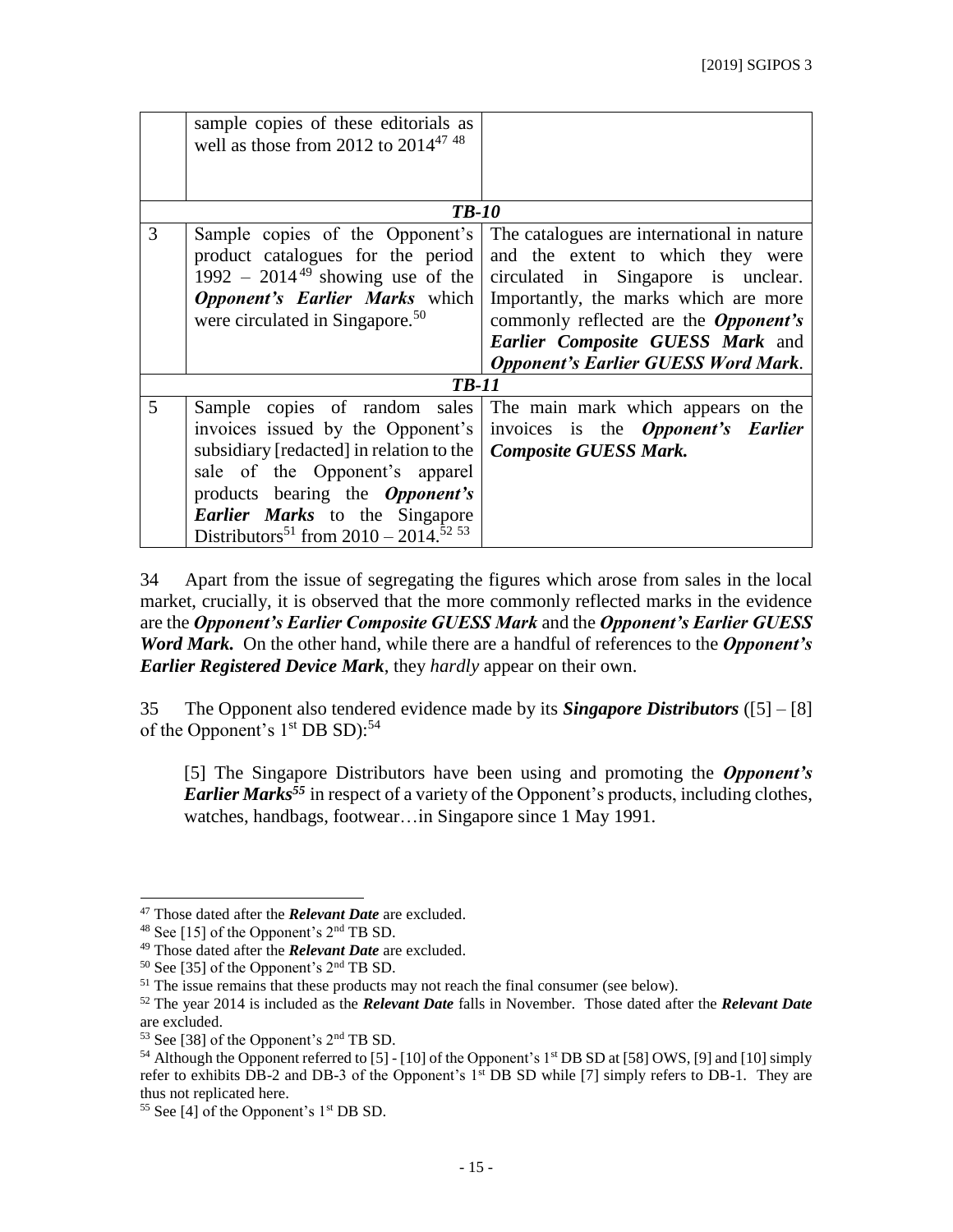| | | |
|---|---|---|
| | sample copies of these editorials as well as those from 2012 to 2014[47] [48] | |
| ***TB-10*** | | |
| 3 | Sample copies of the Opponent's product catalogues for the period 1992 – 2014[49] showing use of the ***Opponent's Earlier Marks*** which were circulated in Singapore.[50] | The catalogues are international in nature and the extent to which they were circulated in Singapore is unclear. Importantly, the marks which are more commonly reflected are the ***Opponent's Earlier Composite GUESS Mark*** and ***Opponent's Earlier GUESS Word Mark***. |
| ***TB-11*** | | |
| 5 | Sample copies of random sales invoices issued by the Opponent's subsidiary [redacted] in relation to the sale of the Opponent's apparel products bearing the ***Opponent's Earlier Marks*** to the Singapore Distributors[51] from 2010 – 2014.[52] [53] | The main mark which appears on the invoices is the ***Opponent's Earlier Composite GUESS Mark.*** |

34 Apart from the issue of segregating the figures which arose from sales in the local market, crucially, it is observed that the more commonly reflected marks in the evidence are the ***Opponent's Earlier Composite GUESS Mark*** and the ***Opponent's Earlier GUESS Word Mark.*** On the other hand, while there are a handful of references to the ***Opponent's Earlier Registered Device Mark***, they *hardly* appear on their own.

35 The Opponent also tendered evidence made by its ***Singapore Distributors*** ([5] – [8] of the Opponent's 1st DB SD):[54]

> [5] The Singapore Distributors have been using and promoting the ***Opponent's Earlier Marks***[55] in respect of a variety of the Opponent's products, including clothes, watches, handbags, footwear…in Singapore since 1 May 1991.

---

[47] Those dated after the ***Relevant Date*** are excluded.

[48] See [15] of the Opponent's 2nd TB SD.

[49] Those dated after the ***Relevant Date*** are excluded.

[50] See [35] of the Opponent's 2nd TB SD.

[51] The issue remains that these products may not reach the final consumer (see below).

[52] The year 2014 is included as the ***Relevant Date*** falls in November. Those dated after the ***Relevant Date*** are excluded.

[53] See [38] of the Opponent's 2nd TB SD.

[54] Although the Opponent referred to [5] - [10] of the Opponent's 1st DB SD at [58] OWS, [9] and [10] simply refer to exhibits DB-2 and DB-3 of the Opponent's 1st DB SD while [7] simply refers to DB-1. They are thus not replicated here.

[55] See [4] of the Opponent's 1st DB SD.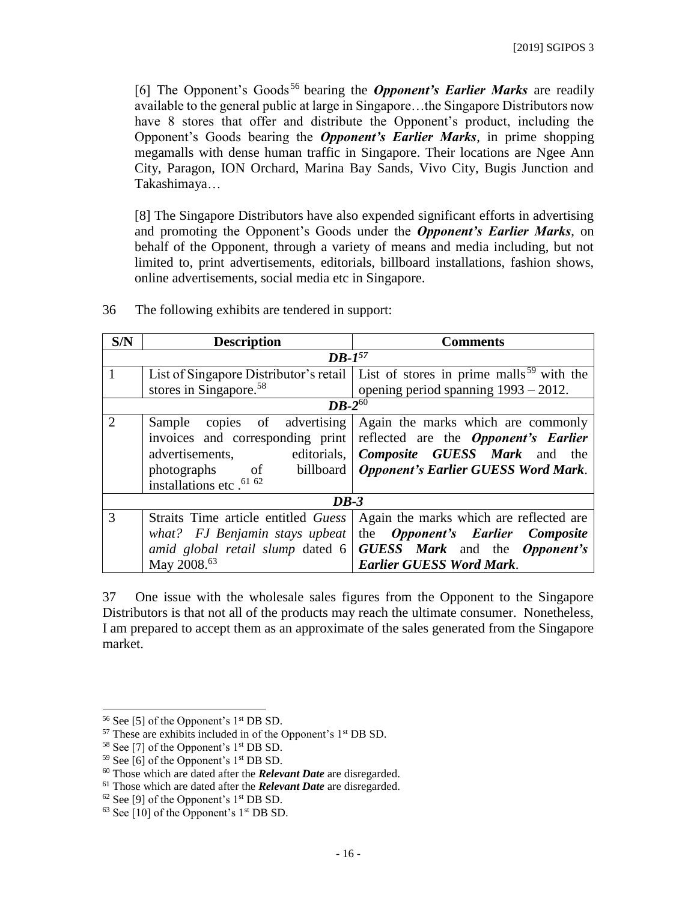[6] The Opponent's Goods[56] bearing the ***Opponent's Earlier Marks*** are readily available to the general public at large in Singapore…the Singapore Distributors now have 8 stores that offer and distribute the Opponent's product, including the Opponent's Goods bearing the ***Opponent's Earlier Marks***, in prime shopping megamalls with dense human traffic in Singapore. Their locations are Ngee Ann City, Paragon, ION Orchard, Marina Bay Sands, Vivo City, Bugis Junction and Takashimaya…

[8] The Singapore Distributors have also expended significant efforts in advertising and promoting the Opponent's Goods under the ***Opponent's Earlier Marks***, on behalf of the Opponent, through a variety of means and media including, but not limited to, print advertisements, editorials, billboard installations, fashion shows, online advertisements, social media etc in Singapore.

36 The following exhibits are tendered in support:

| S/N | Description | Comments |
|---|---|---|
| | ***DB-1***[57] | |
| 1 | List of Singapore Distributor's retail stores in Singapore.[58] | List of stores in prime malls[59] with the opening period spanning 1993 – 2012. |
| | ***DB-2***[60] | |
| 2 | Sample copies of advertising invoices and corresponding print advertisements, editorials, photographs of billboard installations etc .[61] [62] | Again the marks which are commonly reflected are the ***Opponent's Earlier Composite GUESS Mark*** and the ***Opponent's Earlier GUESS Word Mark***. |
| | ***DB-3*** | |
| 3 | Straits Time article entitled *Guess what? FJ Benjamin stays upbeat amid global retail slump* dated 6 May 2008.[63] | Again the marks which are reflected are the ***Opponent's Earlier Composite GUESS Mark*** and the ***Opponent's Earlier GUESS Word Mark***. |

37 One issue with the wholesale sales figures from the Opponent to the Singapore Distributors is that not all of the products may reach the ultimate consumer. Nonetheless, I am prepared to accept them as an approximate of the sales generated from the Singapore market.

---

[56] See [5] of the Opponent's 1st DB SD.

[57] These are exhibits included in of the Opponent's 1st DB SD.

[58] See [7] of the Opponent's 1st DB SD.

[59] See [6] of the Opponent's 1st DB SD.

[60] Those which are dated after the ***Relevant Date*** are disregarded.

[61] Those which are dated after the ***Relevant Date*** are disregarded.

[62] See [9] of the Opponent's 1st DB SD.

[63] See [10] of the Opponent's 1st DB SD.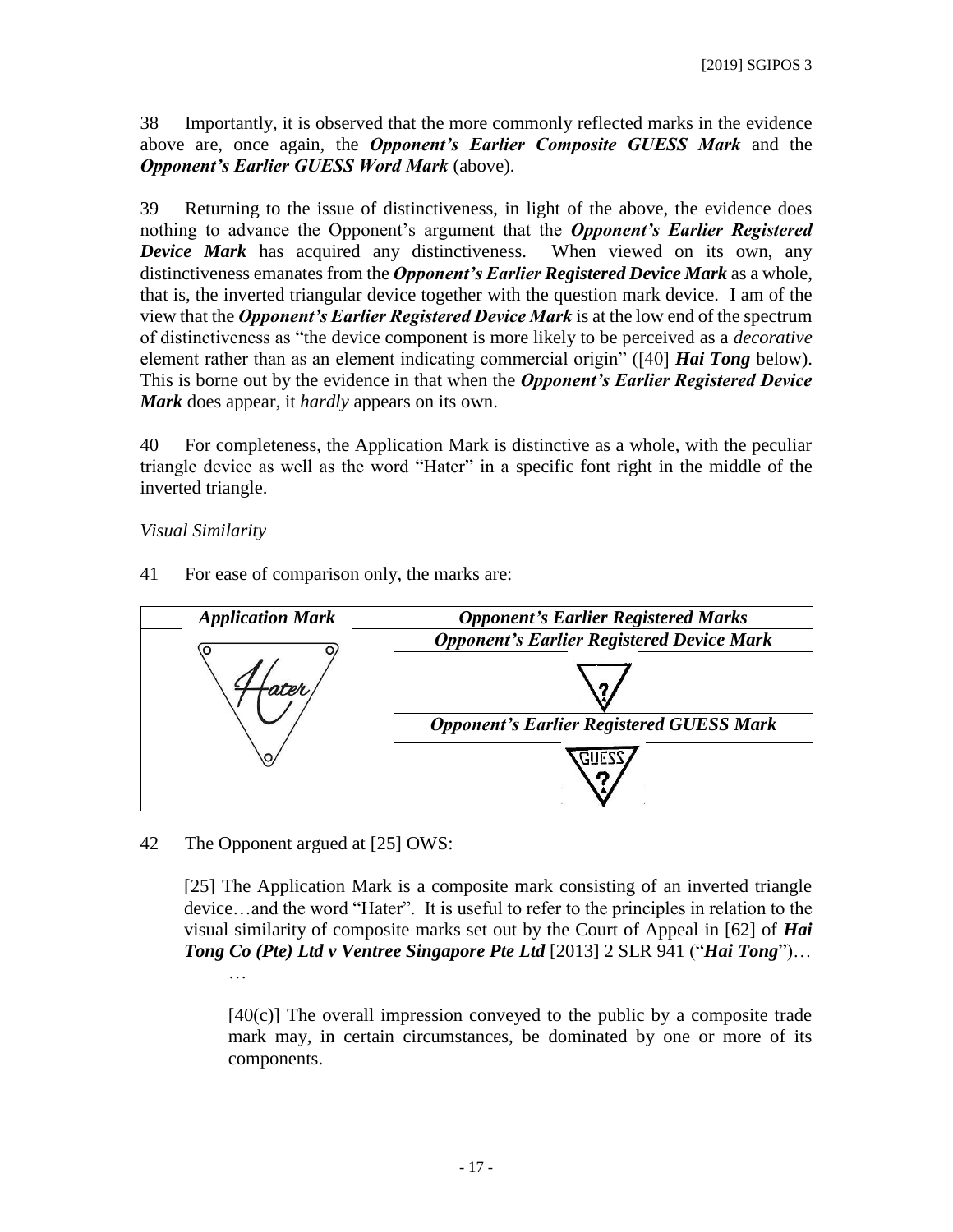38 Importantly, it is observed that the more commonly reflected marks in the evidence above are, once again, the ***Opponent's Earlier Composite GUESS Mark*** and the ***Opponent's Earlier GUESS Word Mark*** (above).

39 Returning to the issue of distinctiveness, in light of the above, the evidence does nothing to advance the Opponent's argument that the ***Opponent's Earlier Registered Device Mark*** has acquired any distinctiveness. When viewed on its own, any distinctiveness emanates from the ***Opponent's Earlier Registered Device Mark*** as a whole, that is, the inverted triangular device together with the question mark device. I am of the view that the ***Opponent's Earlier Registered Device Mark*** is at the low end of the spectrum of distinctiveness as "the device component is more likely to be perceived as a *decorative* element rather than as an element indicating commercial origin" ([40] ***Hai Tong*** below). This is borne out by the evidence in that when the ***Opponent's Earlier Registered Device Mark*** does appear, it *hardly* appears on its own.

40 For completeness, the Application Mark is distinctive as a whole, with the peculiar triangle device as well as the word "Hater" in a specific font right in the middle of the inverted triangle.

*Visual Similarity*

41 For ease of comparison only, the marks are:

| ***Application Mark*** | ***Opponent's Earlier Registered Marks*** |
|---|---|
| Hater | ***Opponent's Earlier Registered Device Mark*** |
| | ? |
| | ***Opponent's Earlier Registered GUESS Mark*** |
| | GUESS ? |

42 The Opponent argued at [25] OWS:

> [25] The Application Mark is a composite mark consisting of an inverted triangle device…and the word "Hater". It is useful to refer to the principles in relation to the visual similarity of composite marks set out by the Court of Appeal in [62] of ***Hai Tong Co (Pte) Ltd v Ventree Singapore Pte Ltd*** [2013] 2 SLR 941 ("***Hai Tong***")…
>
> …
>
> > [40(c)] The overall impression conveyed to the public by a composite trade mark may, in certain circumstances, be dominated by one or more of its components.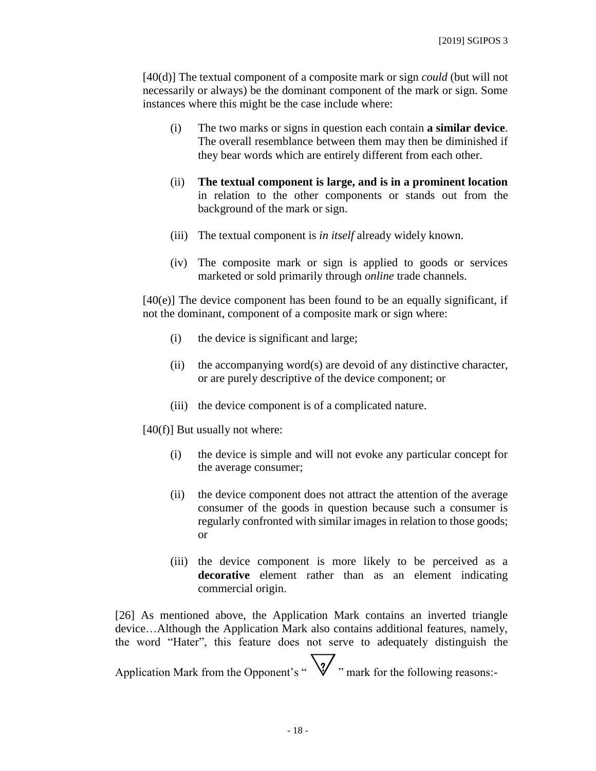[40(d)] The textual component of a composite mark or sign *could* (but will not necessarily or always) be the dominant component of the mark or sign. Some instances where this might be the case include where:

(i) The two marks or signs in question each contain **a similar device**. The overall resemblance between them may then be diminished if they bear words which are entirely different from each other.

(ii) **The textual component is large, and is in a prominent location** in relation to the other components or stands out from the background of the mark or sign.

(iii) The textual component is *in itself* already widely known.

(iv) The composite mark or sign is applied to goods or services marketed or sold primarily through *online* trade channels.

[40(e)] The device component has been found to be an equally significant, if not the dominant, component of a composite mark or sign where:

(i) the device is significant and large;

(ii) the accompanying word(s) are devoid of any distinctive character, or are purely descriptive of the device component; or

(iii) the device component is of a complicated nature.

[40(f)] But usually not where:

(i) the device is simple and will not evoke any particular concept for the average consumer;

(ii) the device component does not attract the attention of the average consumer of the goods in question because such a consumer is regularly confronted with similar images in relation to those goods; or

(iii) the device component is more likely to be perceived as a **decorative** element rather than as an element indicating commercial origin.

[26] As mentioned above, the Application Mark contains an inverted triangle device…Although the Application Mark also contains additional features, namely, the word "Hater", this feature does not serve to adequately distinguish the Application Mark from the Opponent's " " mark for the following reasons:-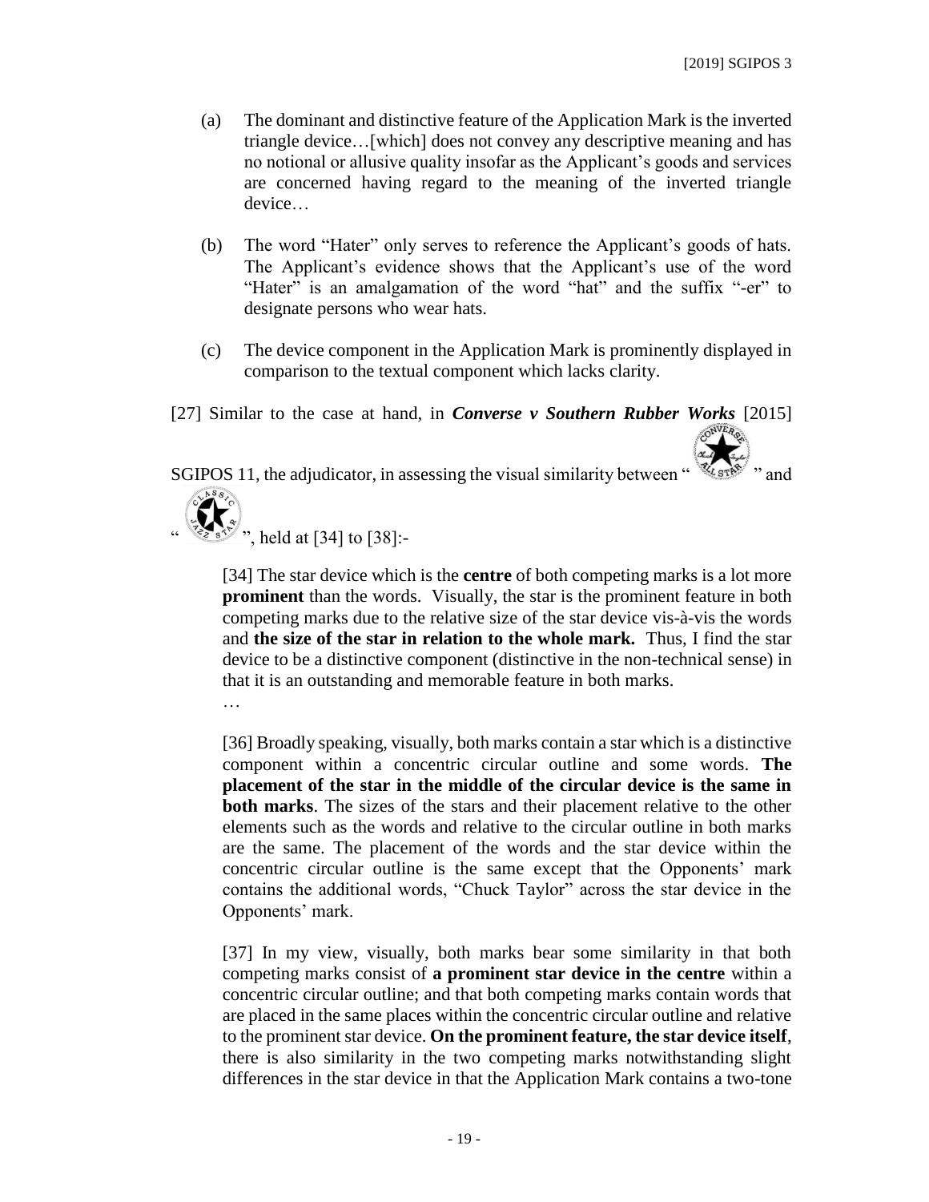(a) The dominant and distinctive feature of the Application Mark is the inverted triangle device…[which] does not convey any descriptive meaning and has no notional or allusive quality insofar as the Applicant's goods and services are concerned having regard to the meaning of the inverted triangle device…

(b) The word "Hater" only serves to reference the Applicant's goods of hats. The Applicant's evidence shows that the Applicant's use of the word "Hater" is an amalgamation of the word "hat" and the suffix "-er" to designate persons who wear hats.

(c) The device component in the Application Mark is prominently displayed in comparison to the textual component which lacks clarity.

[27] Similar to the case at hand, in ***Converse v Southern Rubber Works*** [2015] SGIPOS 11, the adjudicator, in assessing the visual similarity between " " and " ", held at [34] to [38]:-

> [34] The star device which is the **centre** of both competing marks is a lot more **prominent** than the words. Visually, the star is the prominent feature in both competing marks due to the relative size of the star device vis-à-vis the words and **the size of the star in relation to the whole mark.** Thus, I find the star device to be a distinctive component (distinctive in the non-technical sense) in that it is an outstanding and memorable feature in both marks.
>
> …
>
> [36] Broadly speaking, visually, both marks contain a star which is a distinctive component within a concentric circular outline and some words. **The placement of the star in the middle of the circular device is the same in both marks**. The sizes of the stars and their placement relative to the other elements such as the words and relative to the circular outline in both marks are the same. The placement of the words and the star device within the concentric circular outline is the same except that the Opponents' mark contains the additional words, "Chuck Taylor" across the star device in the Opponents' mark.
>
> [37] In my view, visually, both marks bear some similarity in that both competing marks consist of **a prominent star device in the centre** within a concentric circular outline; and that both competing marks contain words that are placed in the same places within the concentric circular outline and relative to the prominent star device. **On the prominent feature, the star device itself**, there is also similarity in the two competing marks notwithstanding slight differences in the star device in that the Application Mark contains a two-tone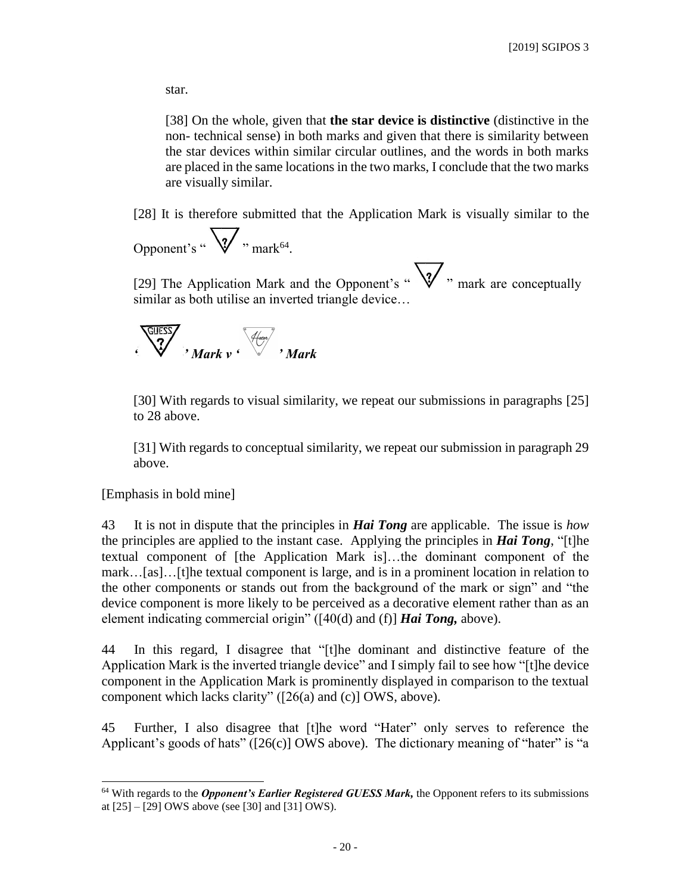star.

> [38] On the whole, given that **the star device is distinctive** (distinctive in the non- technical sense) in both marks and given that there is similarity between the star devices within similar circular outlines, and the words in both marks are placed in the same locations in the two marks, I conclude that the two marks are visually similar.

[28] It is therefore submitted that the Application Mark is visually similar to the Opponent's " " mark[64].

[29] The Application Mark and the Opponent's " " mark are conceptually similar as both utilise an inverted triangle device…

***' ' Mark v ' ' Mark***

[30] With regards to visual similarity, we repeat our submissions in paragraphs [25] to 28 above.

[31] With regards to conceptual similarity, we repeat our submission in paragraph 29 above.

[Emphasis in bold mine]

43 It is not in dispute that the principles in ***Hai Tong*** are applicable. The issue is *how* the principles are applied to the instant case. Applying the principles in ***Hai Tong***, "[t]he textual component of [the Application Mark is]…the dominant component of the mark…[as]…[t]he textual component is large, and is in a prominent location in relation to the other components or stands out from the background of the mark or sign" and "the device component is more likely to be perceived as a decorative element rather than as an element indicating commercial origin" ([40(d) and (f)] ***Hai Tong,*** above).

44 In this regard, I disagree that "[t]he dominant and distinctive feature of the Application Mark is the inverted triangle device" and I simply fail to see how "[t]he device component in the Application Mark is prominently displayed in comparison to the textual component which lacks clarity" ([26(a) and (c)] OWS, above).

45 Further, I also disagree that [t]he word "Hater" only serves to reference the Applicant's goods of hats" ([26(c)] OWS above). The dictionary meaning of "hater" is "a

---

[64] With regards to the ***Opponent's Earlier Registered GUESS Mark,*** the Opponent refers to its submissions at [25] – [29] OWS above (see [30] and [31] OWS).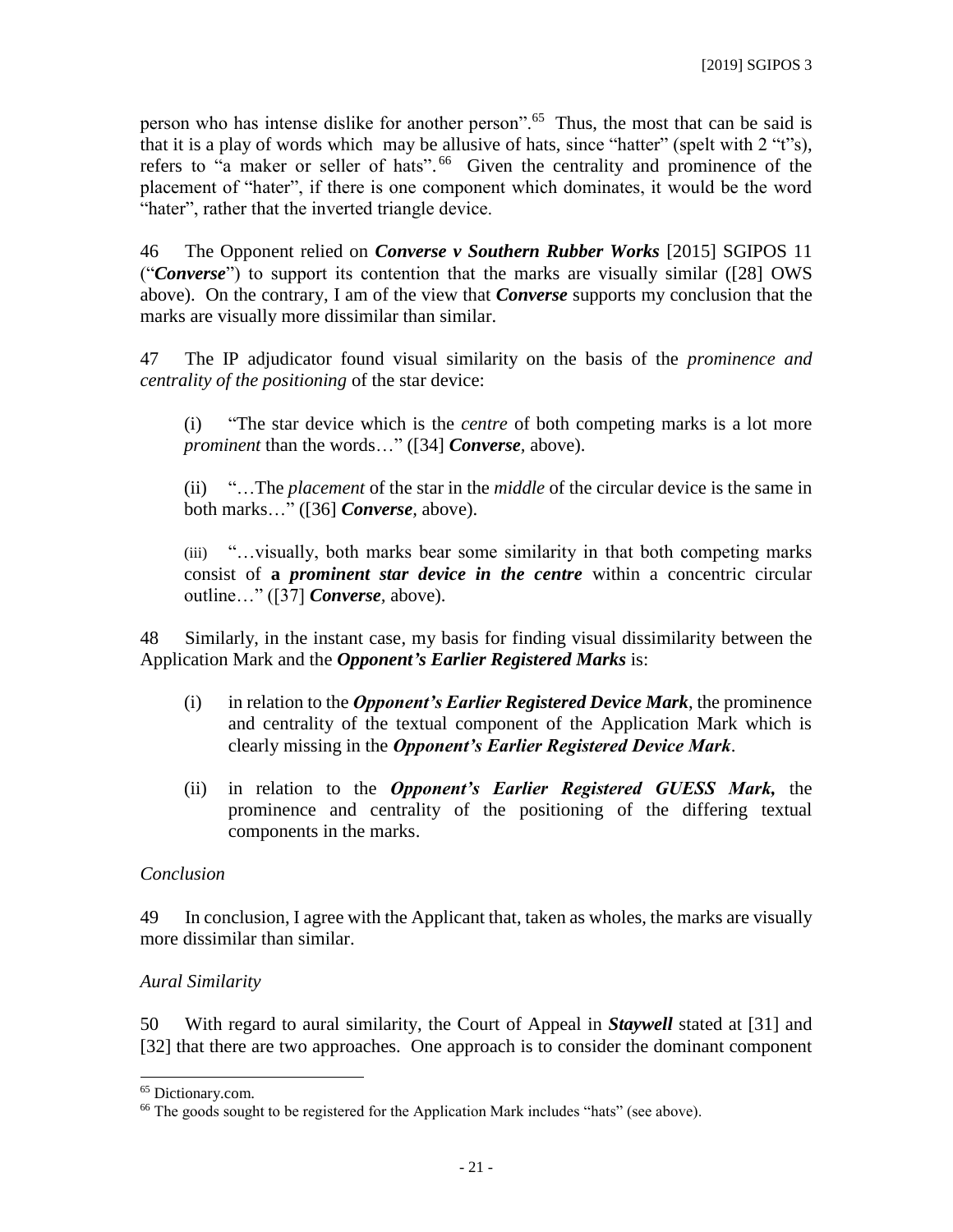person who has intense dislike for another person".[65] Thus, the most that can be said is that it is a play of words which may be allusive of hats, since "hatter" (spelt with 2 "t"s), refers to "a maker or seller of hats".[66] Given the centrality and prominence of the placement of "hater", if there is one component which dominates, it would be the word "hater", rather that the inverted triangle device.

46 The Opponent relied on ***Converse v Southern Rubber Works*** [2015] SGIPOS 11 ("***Converse***") to support its contention that the marks are visually similar ([28] OWS above). On the contrary, I am of the view that ***Converse*** supports my conclusion that the marks are visually more dissimilar than similar.

47 The IP adjudicator found visual similarity on the basis of the *prominence and centrality of the positioning* of the star device:

> (i) "The star device which is the *centre* of both competing marks is a lot more *prominent* than the words…" ([34] ***Converse***, above).
>
> (ii) "…The *placement* of the star in the *middle* of the circular device is the same in both marks…" ([36] ***Converse***, above).
>
> (iii) "…visually, both marks bear some similarity in that both competing marks consist of **a *prominent star device in the centre*** within a concentric circular outline…" ([37] ***Converse***, above).

48 Similarly, in the instant case, my basis for finding visual dissimilarity between the Application Mark and the ***Opponent's Earlier Registered Marks*** is:

(i) in relation to the ***Opponent's Earlier Registered Device Mark***, the prominence and centrality of the textual component of the Application Mark which is clearly missing in the ***Opponent's Earlier Registered Device Mark***.

(ii) in relation to the ***Opponent's Earlier Registered GUESS Mark,*** the prominence and centrality of the positioning of the differing textual components in the marks.

*Conclusion*

49 In conclusion, I agree with the Applicant that, taken as wholes, the marks are visually more dissimilar than similar.

*Aural Similarity*

50 With regard to aural similarity, the Court of Appeal in ***Staywell*** stated at [31] and [32] that there are two approaches. One approach is to consider the dominant component

---

[65] Dictionary.com.

[66] The goods sought to be registered for the Application Mark includes "hats" (see above).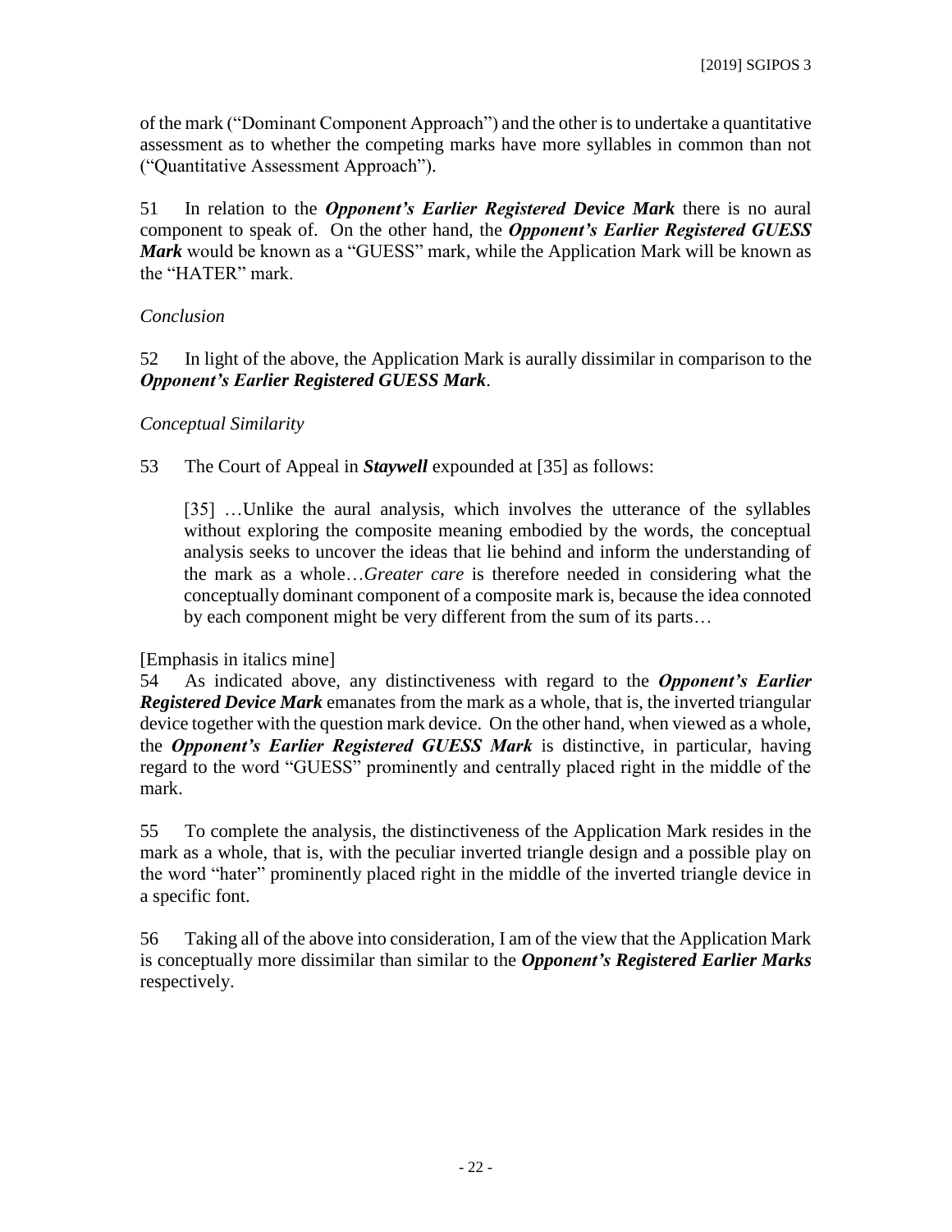of the mark ("Dominant Component Approach") and the other is to undertake a quantitative assessment as to whether the competing marks have more syllables in common than not ("Quantitative Assessment Approach").

51 In relation to the ***Opponent's Earlier Registered Device Mark*** there is no aural component to speak of. On the other hand, the ***Opponent's Earlier Registered GUESS Mark*** would be known as a "GUESS" mark, while the Application Mark will be known as the "HATER" mark.

*Conclusion*

52 In light of the above, the Application Mark is aurally dissimilar in comparison to the ***Opponent's Earlier Registered GUESS Mark***.

*Conceptual Similarity*

53 The Court of Appeal in ***Staywell*** expounded at [35] as follows:

> [35] …Unlike the aural analysis, which involves the utterance of the syllables without exploring the composite meaning embodied by the words, the conceptual analysis seeks to uncover the ideas that lie behind and inform the understanding of the mark as a whole…*Greater care* is therefore needed in considering what the conceptually dominant component of a composite mark is, because the idea connoted by each component might be very different from the sum of its parts…

[Emphasis in italics mine]

54 As indicated above, any distinctiveness with regard to the ***Opponent's Earlier Registered Device Mark*** emanates from the mark as a whole, that is, the inverted triangular device together with the question mark device. On the other hand, when viewed as a whole, the ***Opponent's Earlier Registered GUESS Mark*** is distinctive, in particular, having regard to the word "GUESS" prominently and centrally placed right in the middle of the mark.

55 To complete the analysis, the distinctiveness of the Application Mark resides in the mark as a whole, that is, with the peculiar inverted triangle design and a possible play on the word "hater" prominently placed right in the middle of the inverted triangle device in a specific font.

56 Taking all of the above into consideration, I am of the view that the Application Mark is conceptually more dissimilar than similar to the ***Opponent's Registered Earlier Marks*** respectively.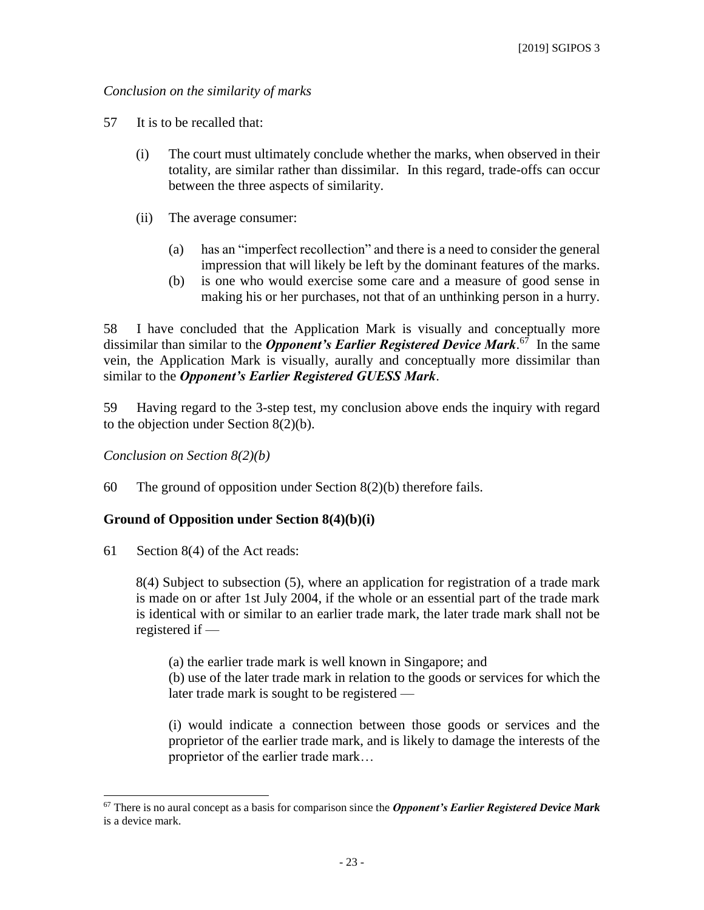*Conclusion on the similarity of marks*

57 It is to be recalled that:

(i) The court must ultimately conclude whether the marks, when observed in their totality, are similar rather than dissimilar. In this regard, trade-offs can occur between the three aspects of similarity.

(ii) The average consumer:

(a) has an "imperfect recollection" and there is a need to consider the general impression that will likely be left by the dominant features of the marks.
(b) is one who would exercise some care and a measure of good sense in making his or her purchases, not that of an unthinking person in a hurry.

58 I have concluded that the Application Mark is visually and conceptually more dissimilar than similar to the ***Opponent's Earlier Registered Device Mark***.[67] In the same vein, the Application Mark is visually, aurally and conceptually more dissimilar than similar to the ***Opponent's Earlier Registered GUESS Mark***.

59 Having regard to the 3-step test, my conclusion above ends the inquiry with regard to the objection under Section 8(2)(b).

*Conclusion on Section 8(2)(b)*

60 The ground of opposition under Section 8(2)(b) therefore fails.

**Ground of Opposition under Section 8(4)(b)(i)**

61 Section 8(4) of the Act reads:

> 8(4) Subject to subsection (5), where an application for registration of a trade mark is made on or after 1st July 2004, if the whole or an essential part of the trade mark is identical with or similar to an earlier trade mark, the later trade mark shall not be registered if —
>
> (a) the earlier trade mark is well known in Singapore; and
> (b) use of the later trade mark in relation to the goods or services for which the later trade mark is sought to be registered —
>
> (i) would indicate a connection between those goods or services and the proprietor of the earlier trade mark, and is likely to damage the interests of the proprietor of the earlier trade mark…

---

[67] There is no aural concept as a basis for comparison since the ***Opponent's Earlier Registered Device Mark*** is a device mark.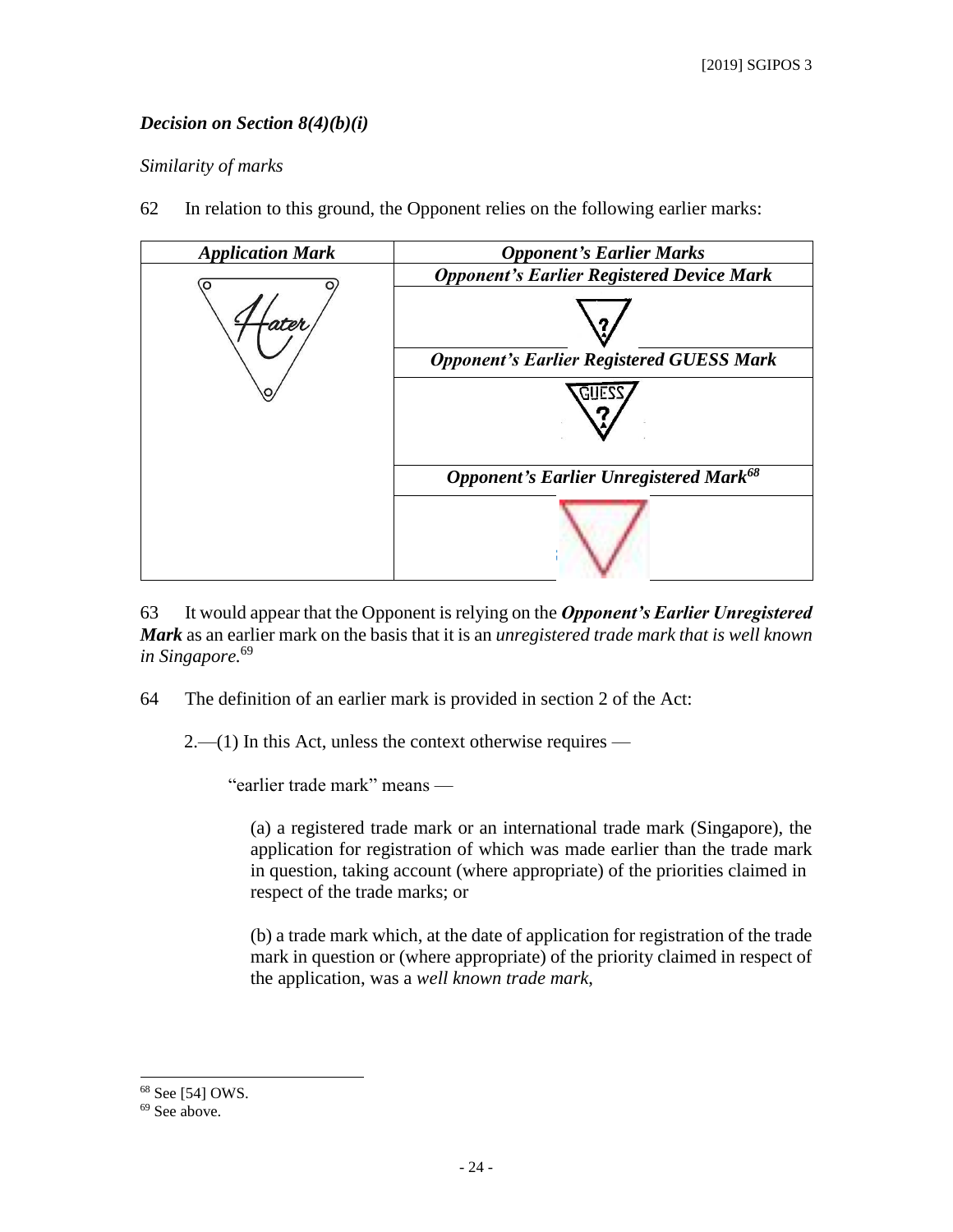***Decision on Section 8(4)(b)(i)***

*Similarity of marks*

62 In relation to this ground, the Opponent relies on the following earlier marks:

| ***Application Mark*** | ***Opponent's Earlier Marks*** |
|---|---|
| | ***Opponent's Earlier Registered Device Mark*** |
| | |
| | ***Opponent's Earlier Registered GUESS Mark*** |
| | |
| | ***Opponent's Earlier Unregistered Mark***[68] |
| | |

63 It would appear that the Opponent is relying on the ***Opponent's Earlier Unregistered Mark*** as an earlier mark on the basis that it is an *unregistered trade mark that is well known in Singapore.*[69]

64 The definition of an earlier mark is provided in section 2 of the Act:

> 2.—(1) In this Act, unless the context otherwise requires —
>
> "earlier trade mark" means —
>
> (a) a registered trade mark or an international trade mark (Singapore), the application for registration of which was made earlier than the trade mark in question, taking account (where appropriate) of the priorities claimed in respect of the trade marks; or
>
> (b) a trade mark which, at the date of application for registration of the trade mark in question or (where appropriate) of the priority claimed in respect of the application, was a *well known trade mark*,

---

[68] See [54] OWS.

[69] See above.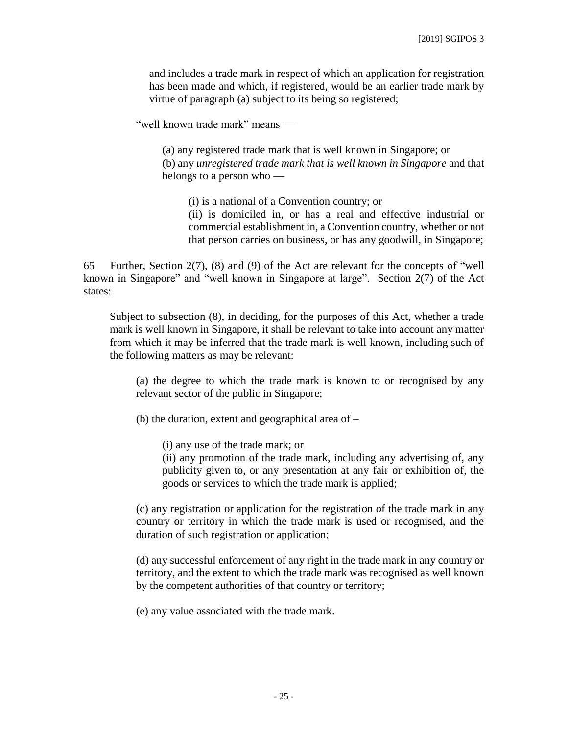> and includes a trade mark in respect of which an application for registration has been made and which, if registered, would be an earlier trade mark by virtue of paragraph (a) subject to its being so registered;
>
> "well known trade mark" means —
>
> > (a) any registered trade mark that is well known in Singapore; or
> > (b) any *unregistered trade mark that is well known in Singapore* and that belongs to a person who —
> >
> > > (i) is a national of a Convention country; or
> > > (ii) is domiciled in, or has a real and effective industrial or commercial establishment in, a Convention country, whether or not that person carries on business, or has any goodwill, in Singapore;

65 Further, Section 2(7), (8) and (9) of the Act are relevant for the concepts of "well known in Singapore" and "well known in Singapore at large". Section 2(7) of the Act states:

> Subject to subsection (8), in deciding, for the purposes of this Act, whether a trade mark is well known in Singapore, it shall be relevant to take into account any matter from which it may be inferred that the trade mark is well known, including such of the following matters as may be relevant:
>
> > (a) the degree to which the trade mark is known to or recognised by any relevant sector of the public in Singapore;
> >
> > (b) the duration, extent and geographical area of –
> >
> > > (i) any use of the trade mark; or
> > > (ii) any promotion of the trade mark, including any advertising of, any publicity given to, or any presentation at any fair or exhibition of, the goods or services to which the trade mark is applied;
> >
> > (c) any registration or application for the registration of the trade mark in any country or territory in which the trade mark is used or recognised, and the duration of such registration or application;
> >
> > (d) any successful enforcement of any right in the trade mark in any country or territory, and the extent to which the trade mark was recognised as well known by the competent authorities of that country or territory;
> >
> > (e) any value associated with the trade mark.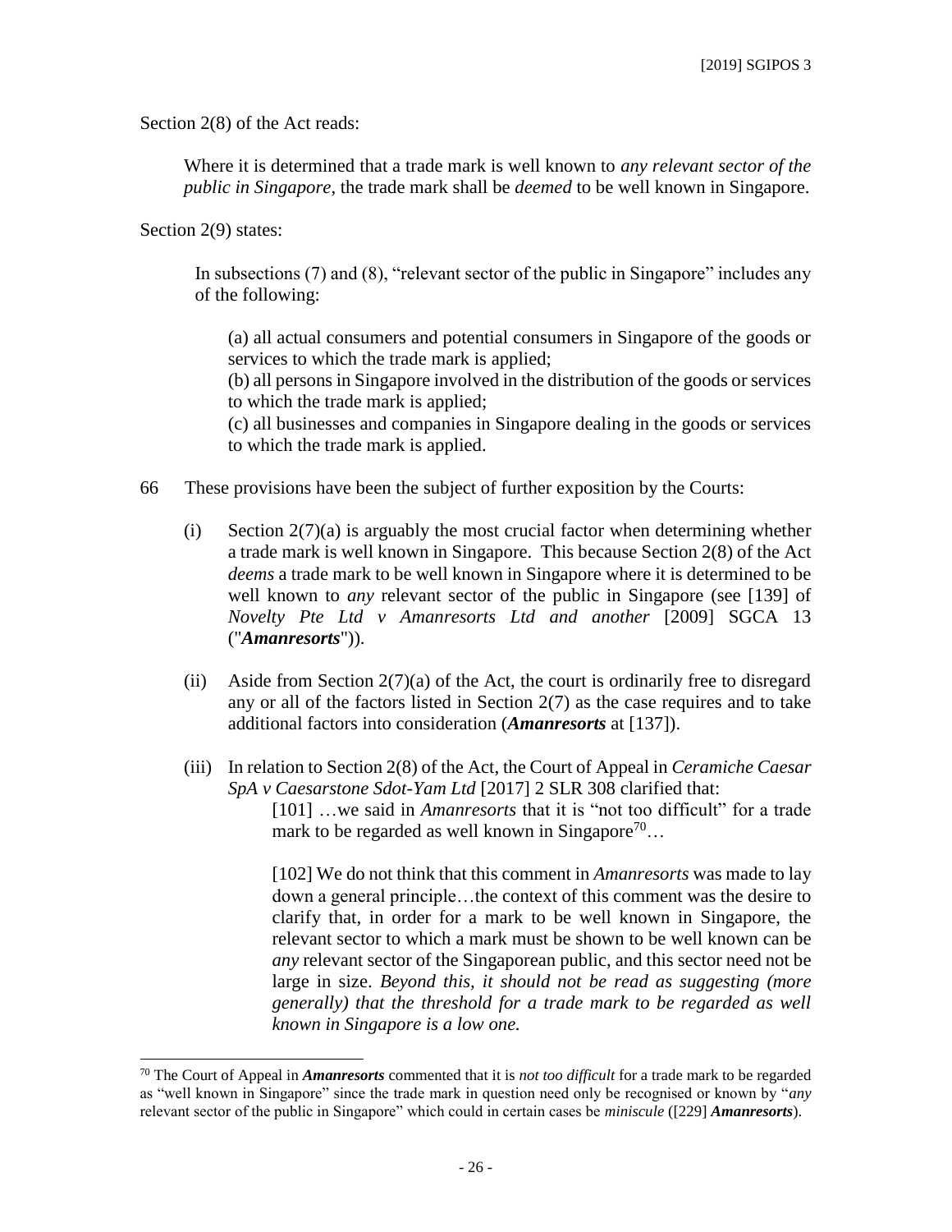Section 2(8) of the Act reads:

> Where it is determined that a trade mark is well known to *any relevant sector of the public in Singapore*, the trade mark shall be *deemed* to be well known in Singapore.

Section 2(9) states:

> In subsections (7) and (8), "relevant sector of the public in Singapore" includes any of the following:
>
> (a) all actual consumers and potential consumers in Singapore of the goods or services to which the trade mark is applied;
> (b) all persons in Singapore involved in the distribution of the goods or services to which the trade mark is applied;
> (c) all businesses and companies in Singapore dealing in the goods or services to which the trade mark is applied.

66 These provisions have been the subject of further exposition by the Courts:

(i) Section 2(7)(a) is arguably the most crucial factor when determining whether a trade mark is well known in Singapore. This because Section 2(8) of the Act *deems* a trade mark to be well known in Singapore where it is determined to be well known to *any* relevant sector of the public in Singapore (see [139] of *Novelty Pte Ltd v Amanresorts Ltd and another* [2009] SGCA 13 ("***Amanresorts***")).

(ii) Aside from Section 2(7)(a) of the Act, the court is ordinarily free to disregard any or all of the factors listed in Section 2(7) as the case requires and to take additional factors into consideration (***Amanresorts*** at [137]).

(iii) In relation to Section 2(8) of the Act, the Court of Appeal in *Ceramiche Caesar SpA v Caesarstone Sdot-Yam Ltd* [2017] 2 SLR 308 clarified that:

> [101] …we said in *Amanresorts* that it is "not too difficult" for a trade mark to be regarded as well known in Singapore[70]…
>
> [102] We do not think that this comment in *Amanresorts* was made to lay down a general principle…the context of this comment was the desire to clarify that, in order for a mark to be well known in Singapore, the relevant sector to which a mark must be shown to be well known can be *any* relevant sector of the Singaporean public, and this sector need not be large in size. *Beyond this, it should not be read as suggesting (more generally) that the threshold for a trade mark to be regarded as well known in Singapore is a low one.*

---

[70] The Court of Appeal in ***Amanresorts*** commented that it is *not too difficult* for a trade mark to be regarded as "well known in Singapore" since the trade mark in question need only be recognised or known by "*any* relevant sector of the public in Singapore" which could in certain cases be *miniscule* ([229] ***Amanresorts***).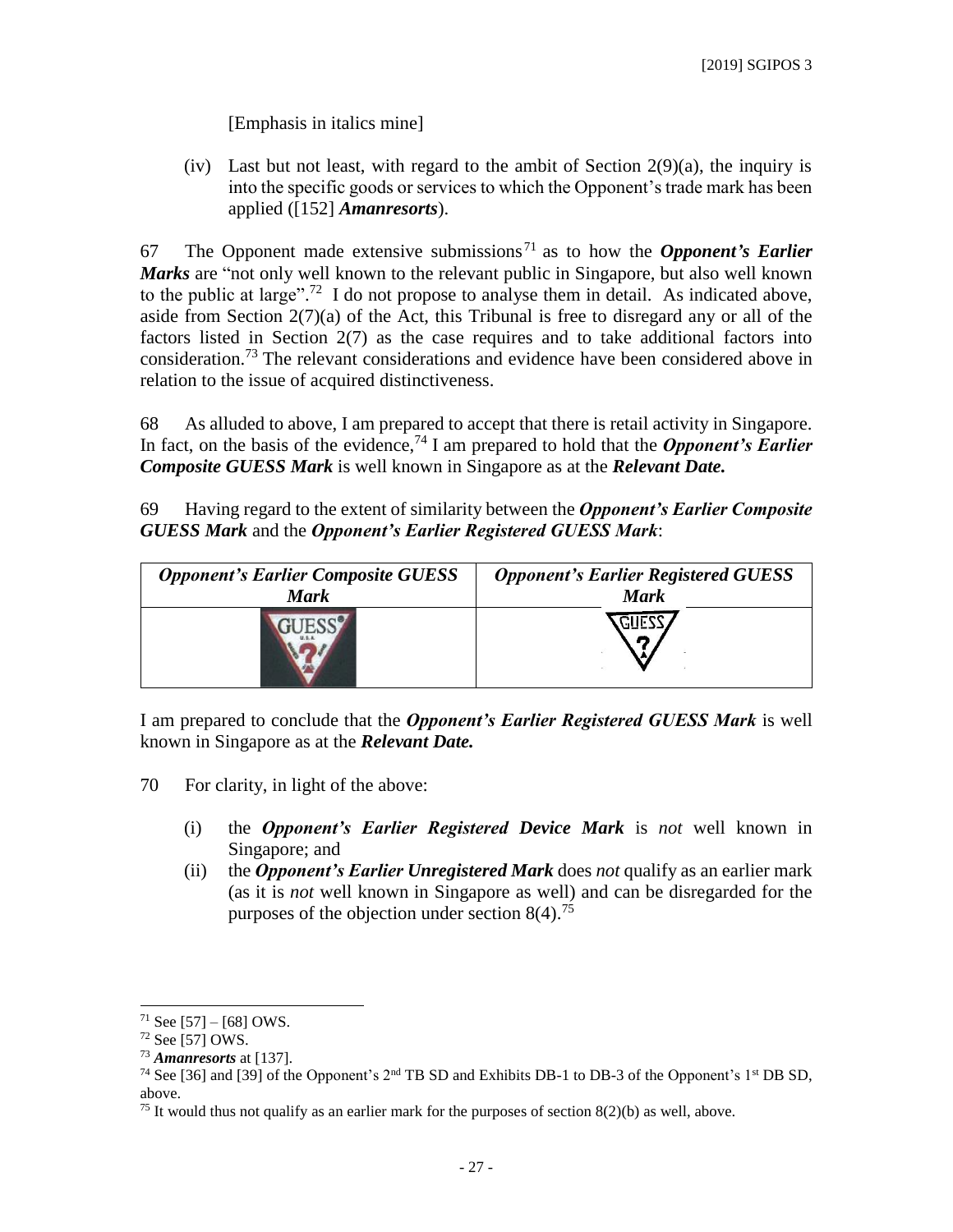[Emphasis in italics mine]

(iv) Last but not least, with regard to the ambit of Section 2(9)(a), the inquiry is into the specific goods or services to which the Opponent's trade mark has been applied ([152] ***Amanresorts***).

67 The Opponent made extensive submissions[71] as to how the ***Opponent's Earlier Marks*** are "not only well known to the relevant public in Singapore, but also well known to the public at large".[72] I do not propose to analyse them in detail. As indicated above, aside from Section 2(7)(a) of the Act, this Tribunal is free to disregard any or all of the factors listed in Section 2(7) as the case requires and to take additional factors into consideration.[73] The relevant considerations and evidence have been considered above in relation to the issue of acquired distinctiveness.

68 As alluded to above, I am prepared to accept that there is retail activity in Singapore. In fact, on the basis of the evidence,[74] I am prepared to hold that the ***Opponent's Earlier Composite GUESS Mark*** is well known in Singapore as at the ***Relevant Date.***

69 Having regard to the extent of similarity between the ***Opponent's Earlier Composite GUESS Mark*** and the ***Opponent's Earlier Registered GUESS Mark***:

| ***Opponent's Earlier Composite GUESS Mark*** | ***Opponent's Earlier Registered GUESS Mark*** |
|---|---|
| GUESS® U.S.A. ? | GUESS ? |

I am prepared to conclude that the ***Opponent's Earlier Registered GUESS Mark*** is well known in Singapore as at the ***Relevant Date.***

70 For clarity, in light of the above:

(i) the ***Opponent's Earlier Registered Device Mark*** is *not* well known in Singapore; and

(ii) the ***Opponent's Earlier Unregistered Mark*** does *not* qualify as an earlier mark (as it is *not* well known in Singapore as well) and can be disregarded for the purposes of the objection under section 8(4).[75]

---

[71] See [57] – [68] OWS.

[72] See [57] OWS.

[73] ***Amanresorts*** at [137].

[74] See [36] and [39] of the Opponent's 2nd TB SD and Exhibits DB-1 to DB-3 of the Opponent's 1st DB SD, above.

[75] It would thus not qualify as an earlier mark for the purposes of section 8(2)(b) as well, above.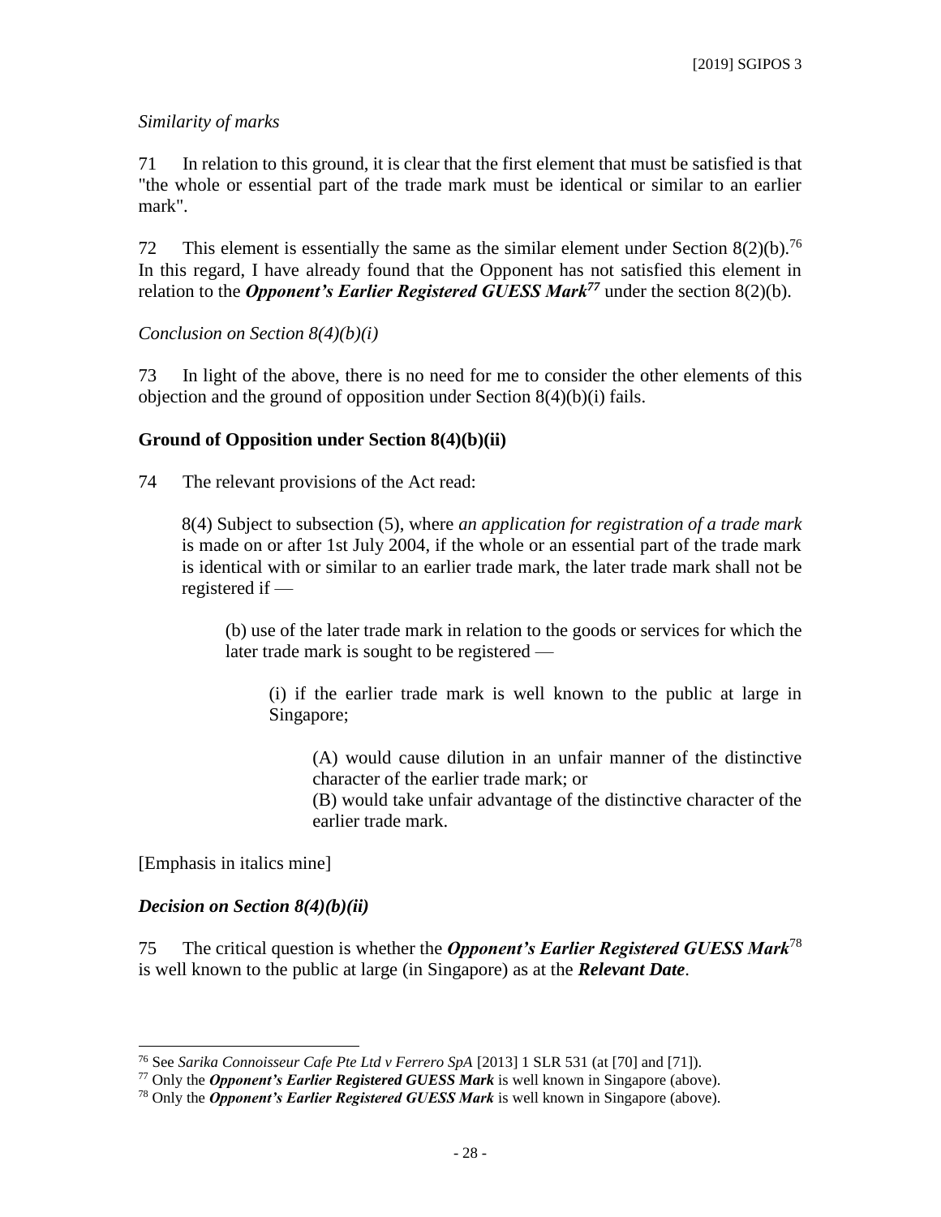*Similarity of marks*

71 In relation to this ground, it is clear that the first element that must be satisfied is that "the whole or essential part of the trade mark must be identical or similar to an earlier mark".

72 This element is essentially the same as the similar element under Section 8(2)(b).[76] In this regard, I have already found that the Opponent has not satisfied this element in relation to the ***Opponent's Earlier Registered GUESS Mark***[77] under the section 8(2)(b).

*Conclusion on Section 8(4)(b)(i)*

73 In light of the above, there is no need for me to consider the other elements of this objection and the ground of opposition under Section 8(4)(b)(i) fails.

**Ground of Opposition under Section 8(4)(b)(ii)**

74 The relevant provisions of the Act read:

> 8(4) Subject to subsection (5), where *an application for registration of a trade mark* is made on or after 1st July 2004, if the whole or an essential part of the trade mark is identical with or similar to an earlier trade mark, the later trade mark shall not be registered if —
>
> > (b) use of the later trade mark in relation to the goods or services for which the later trade mark is sought to be registered —
> >
> > > (i) if the earlier trade mark is well known to the public at large in Singapore;
> > >
> > > > (A) would cause dilution in an unfair manner of the distinctive character of the earlier trade mark; or
> > > > (B) would take unfair advantage of the distinctive character of the earlier trade mark.

[Emphasis in italics mine]

***Decision on Section 8(4)(b)(ii)***

75 The critical question is whether the ***Opponent's Earlier Registered GUESS Mark***[78] is well known to the public at large (in Singapore) as at the ***Relevant Date***.

---

[76] See *Sarika Connoisseur Cafe Pte Ltd v Ferrero SpA* [2013] 1 SLR 531 (at [70] and [71]).

[77] Only the ***Opponent's Earlier Registered GUESS Mark*** is well known in Singapore (above).

[78] Only the ***Opponent's Earlier Registered GUESS Mark*** is well known in Singapore (above).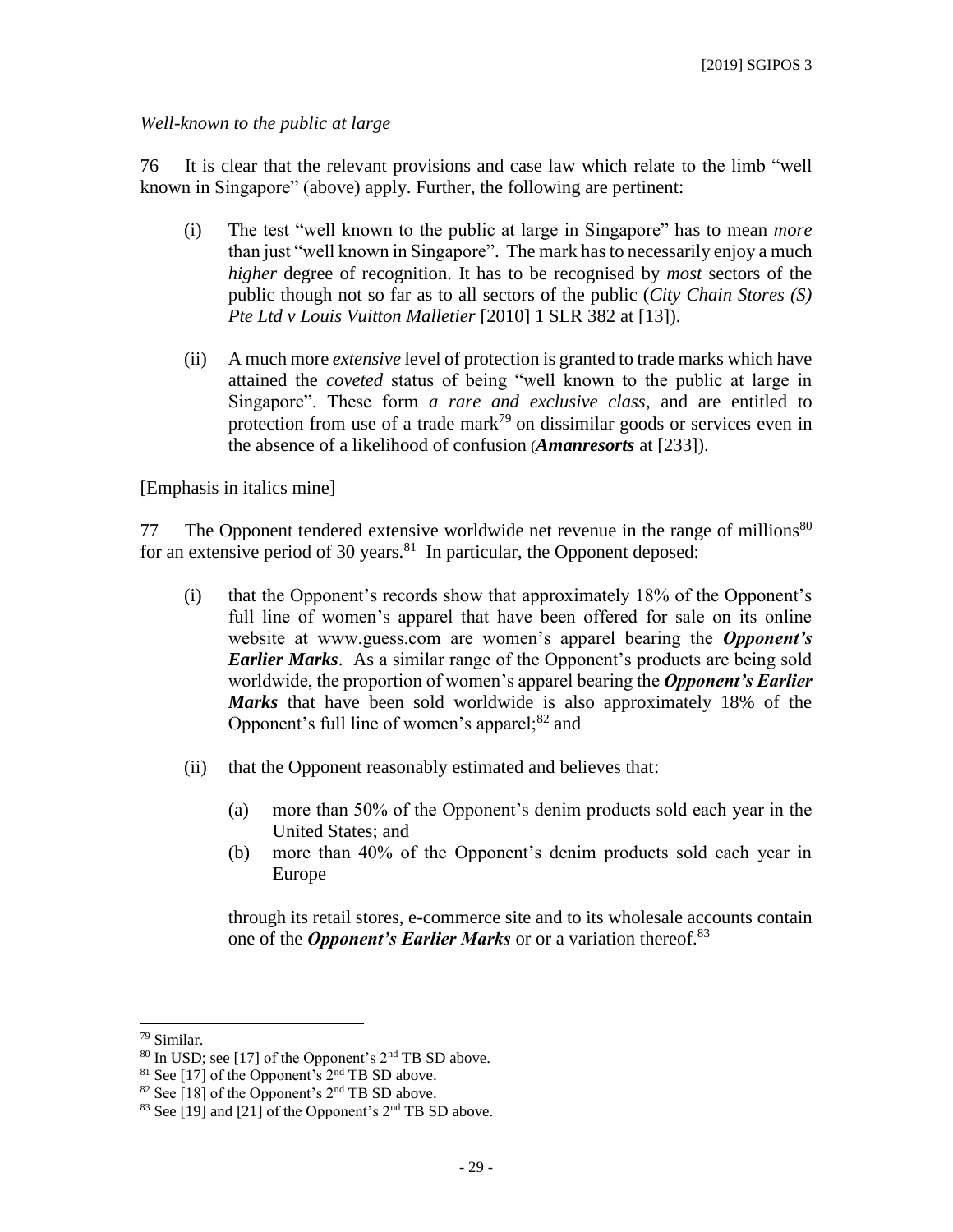*Well-known to the public at large*

76 It is clear that the relevant provisions and case law which relate to the limb "well known in Singapore" (above) apply. Further, the following are pertinent:

(i) The test "well known to the public at large in Singapore" has to mean *more* than just "well known in Singapore". The mark has to necessarily enjoy a much *higher* degree of recognition. It has to be recognised by *most* sectors of the public though not so far as to all sectors of the public (*City Chain Stores (S) Pte Ltd v Louis Vuitton Malletier* [2010] 1 SLR 382 at [13]).

(ii) A much more *extensive* level of protection is granted to trade marks which have attained the *coveted* status of being "well known to the public at large in Singapore". These form *a rare and exclusive class*, and are entitled to protection from use of a trade mark[79] on dissimilar goods or services even in the absence of a likelihood of confusion (***Amanresorts*** at [233]).

[Emphasis in italics mine]

77 The Opponent tendered extensive worldwide net revenue in the range of millions[80] for an extensive period of 30 years.[81] In particular, the Opponent deposed:

(i) that the Opponent's records show that approximately 18% of the Opponent's full line of women's apparel that have been offered for sale on its online website at www.guess.com are women's apparel bearing the ***Opponent's Earlier Marks***. As a similar range of the Opponent's products are being sold worldwide, the proportion of women's apparel bearing the ***Opponent's Earlier Marks*** that have been sold worldwide is also approximately 18% of the Opponent's full line of women's apparel;[82] and

(ii) that the Opponent reasonably estimated and believes that:

 (a) more than 50% of the Opponent's denim products sold each year in the United States; and
 
 (b) more than 40% of the Opponent's denim products sold each year in Europe

 through its retail stores, e-commerce site and to its wholesale accounts contain one of the ***Opponent's Earlier Marks*** or or a variation thereof.[83]

---

[79] Similar.

[80] In USD; see [17] of the Opponent's 2nd TB SD above.

[81] See [17] of the Opponent's 2nd TB SD above.

[82] See [18] of the Opponent's 2nd TB SD above.

[83] See [19] and [21] of the Opponent's 2nd TB SD above.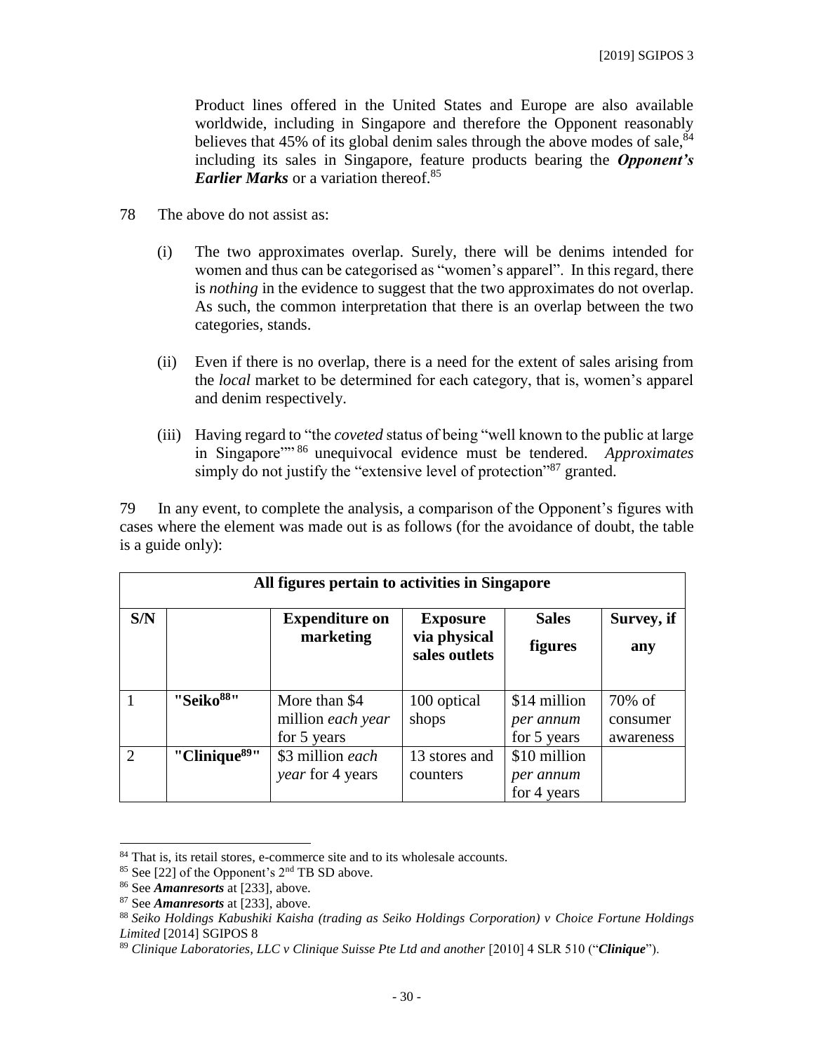Product lines offered in the United States and Europe are also available worldwide, including in Singapore and therefore the Opponent reasonably believes that 45% of its global denim sales through the above modes of sale,[84] including its sales in Singapore, feature products bearing the ***Opponent's Earlier Marks*** or a variation thereof.[85]

78 The above do not assist as:

(i) The two approximates overlap. Surely, there will be denims intended for women and thus can be categorised as "women's apparel". In this regard, there is *nothing* in the evidence to suggest that the two approximates do not overlap. As such, the common interpretation that there is an overlap between the two categories, stands.

(ii) Even if there is no overlap, there is a need for the extent of sales arising from the *local* market to be determined for each category, that is, women's apparel and denim respectively.

(iii) Having regard to "the *coveted* status of being "well known to the public at large in Singapore""[86] unequivocal evidence must be tendered. *Approximates* simply do not justify the "extensive level of protection"[87] granted.

79 In any event, to complete the analysis, a comparison of the Opponent's figures with cases where the element was made out is as follows (for the avoidance of doubt, the table is a guide only):

| **All figures pertain to activities in Singapore** | | | | | |
|---|---|---|---|---|---|
| **S/N** | | **Expenditure on marketing** | **Exposure via physical sales outlets** | **Sales figures** | **Survey, if any** |
| 1 | **"Seiko[88]"** | More than $4 million *each year* for 5 years | 100 optical shops | $14 million *per annum* for 5 years | 70% of consumer awareness |
| 2 | **"Clinique[89]"** | $3 million *each year* for 4 years | 13 stores and counters | $10 million *per annum* for 4 years | |

---

[84] That is, its retail stores, e-commerce site and to its wholesale accounts.

[85] See [22] of the Opponent's 2nd TB SD above.

[86] See ***Amanresorts*** at [233], above.

[87] See ***Amanresorts*** at [233], above.

[88] *Seiko Holdings Kabushiki Kaisha (trading as Seiko Holdings Corporation) v Choice Fortune Holdings Limited* [2014] SGIPOS 8

[89] *Clinique Laboratories, LLC v Clinique Suisse Pte Ltd and another* [2010] 4 SLR 510 ("***Clinique***").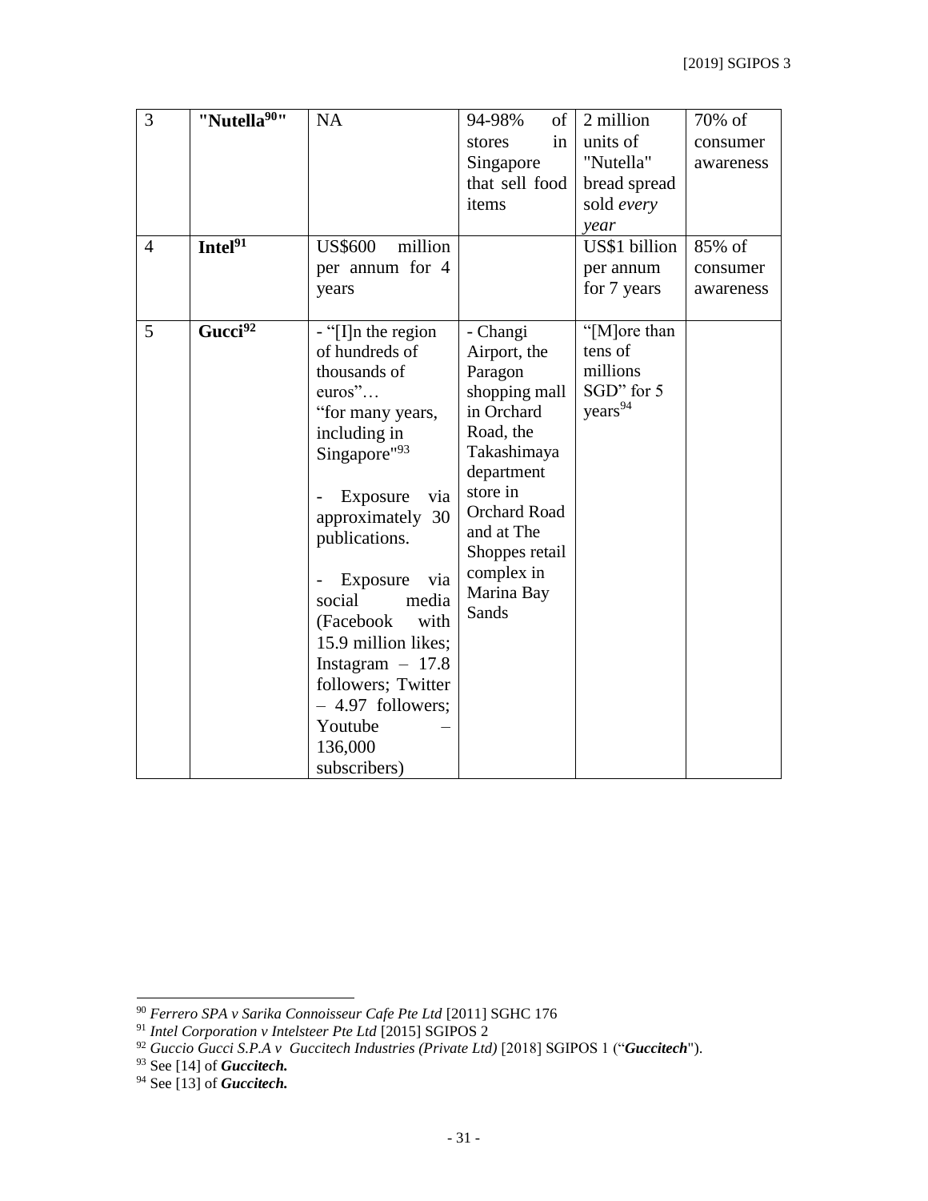| 3 | **"Nutella[90]"** | NA | 94-98% of stores in Singapore that sell food items | 2 million units of "Nutella" bread spread sold *every year* | 70% of consumer awareness |
|---|---|---|---|---|---|
| 4 | **Intel[91]** | US$600 million per annum for 4 years | | US$1 billion per annum for 7 years | 85% of consumer awareness |
| 5 | **Gucci[92]** | - "[I]n the region of hundreds of thousands of euros"… "for many years, including in Singapore"[93]<br><br>- Exposure via approximately 30 publications.<br><br>- Exposure via social media (Facebook with 15.9 million likes; Instagram – 17.8 followers; Twitter – 4.97 followers; Youtube – 136,000 subscribers) | - Changi Airport, the Paragon shopping mall in Orchard Road, the Takashimaya department store in Orchard Road and at The Shoppes retail complex in Marina Bay Sands | "[M]ore than tens of millions SGD" for 5 years[94] | |

[90] *Ferrero SPA v Sarika Connoisseur Cafe Pte Ltd* [2011] SGHC 176

[91] *Intel Corporation v Intelsteer Pte Ltd* [2015] SGIPOS 2

[92] *Guccio Gucci S.P.A v Guccitech Industries (Private Ltd)* [2018] SGIPOS 1 ("***Guccitech***").

[93] See [14] of ***Guccitech.***

[94] See [13] of ***Guccitech.***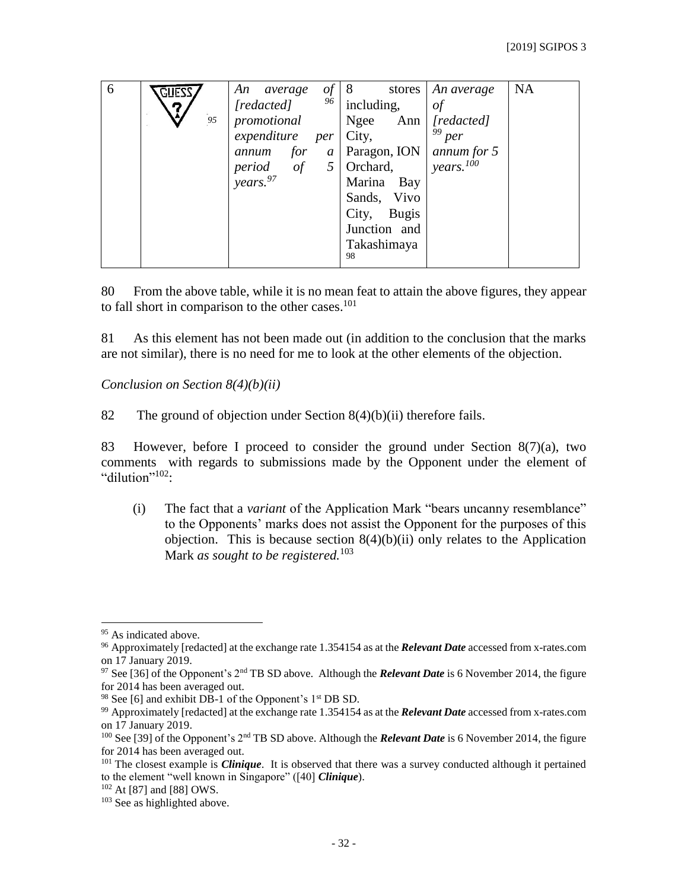| 6 | GUESS ? [95] | *An average of [redacted]* [96] *promotional expenditure per annum for a period of 5 years.* [97] | 8 stores including, Ngee Ann City, Paragon, ION Orchard, Marina Bay Sands, Vivo City, Bugis Junction and Takashimaya [98] | *An average of [redacted]* [99] *per annum for 5 years.* [100] | NA |
|---|---|---|---|---|---|

80 From the above table, while it is no mean feat to attain the above figures, they appear to fall short in comparison to the other cases.[101]

81 As this element has not been made out (in addition to the conclusion that the marks are not similar), there is no need for me to look at the other elements of the objection.

*Conclusion on Section 8(4)(b)(ii)*

82 The ground of objection under Section 8(4)(b)(ii) therefore fails.

83 However, before I proceed to consider the ground under Section 8(7)(a), two comments with regards to submissions made by the Opponent under the element of "dilution"[102]:

(i) The fact that a *variant* of the Application Mark "bears uncanny resemblance" to the Opponents' marks does not assist the Opponent for the purposes of this objection. This is because section 8(4)(b)(ii) only relates to the Application Mark *as sought to be registered.*[103]

---

[95] As indicated above.

[96] Approximately [redacted] at the exchange rate 1.354154 as at the ***Relevant Date*** accessed from x-rates.com on 17 January 2019.

[97] See [36] of the Opponent's 2nd TB SD above. Although the ***Relevant Date*** is 6 November 2014, the figure for 2014 has been averaged out.

[98] See [6] and exhibit DB-1 of the Opponent's 1st DB SD.

[99] Approximately [redacted] at the exchange rate 1.354154 as at the ***Relevant Date*** accessed from x-rates.com on 17 January 2019.

[100] See [39] of the Opponent's 2nd TB SD above. Although the ***Relevant Date*** is 6 November 2014, the figure for 2014 has been averaged out.

[101] The closest example is ***Clinique***. It is observed that there was a survey conducted although it pertained to the element "well known in Singapore" ([40] ***Clinique***).

[102] At [87] and [88] OWS.

[103] See as highlighted above.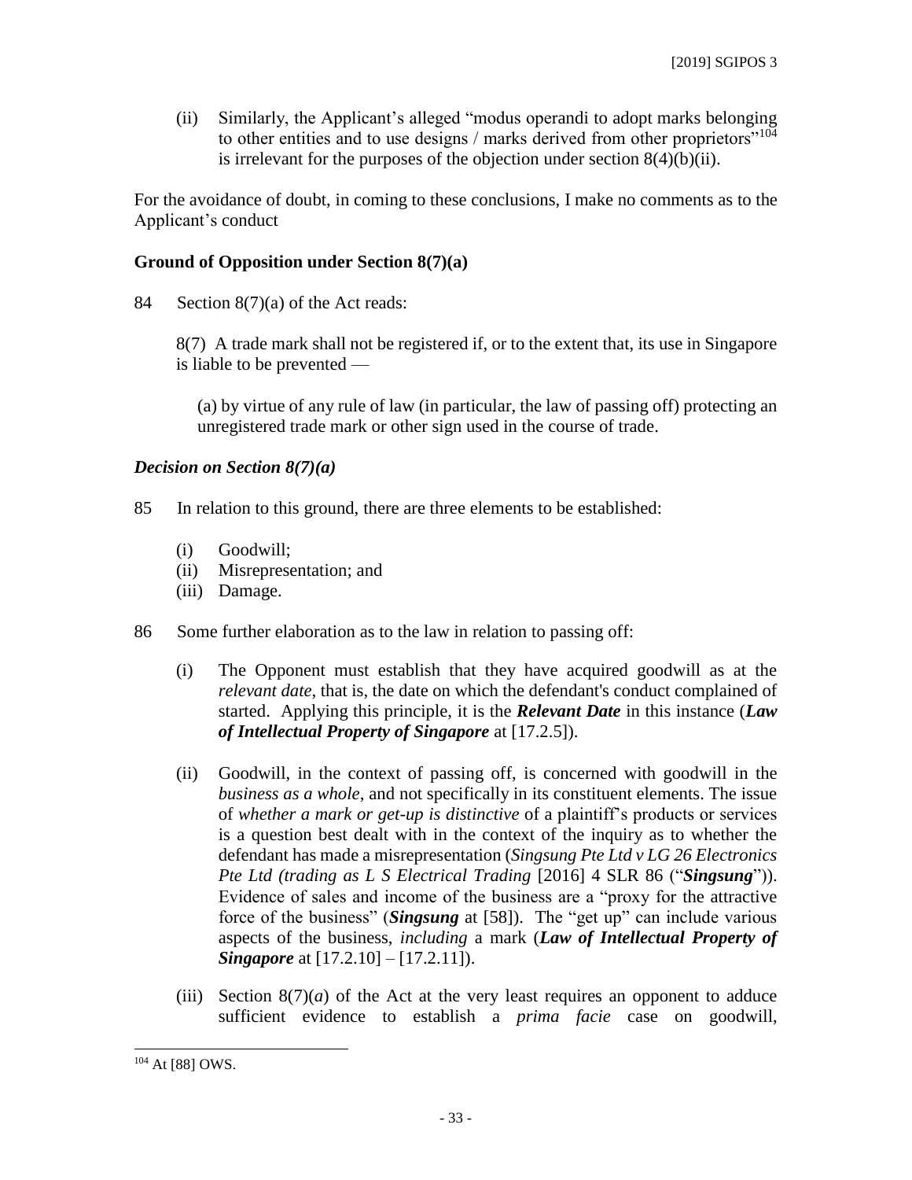(ii) Similarly, the Applicant's alleged "modus operandi to adopt marks belonging to other entities and to use designs / marks derived from other proprietors"[104] is irrelevant for the purposes of the objection under section 8(4)(b)(ii).

For the avoidance of doubt, in coming to these conclusions, I make no comments as to the Applicant's conduct

## Ground of Opposition under Section 8(7)(a)

84 Section 8(7)(a) of the Act reads:

> 8(7) A trade mark shall not be registered if, or to the extent that, its use in Singapore is liable to be prevented —
>
> (a) by virtue of any rule of law (in particular, the law of passing off) protecting an unregistered trade mark or other sign used in the course of trade.

### *Decision on Section 8(7)(a)*

85 In relation to this ground, there are three elements to be established:

(i) Goodwill;
(ii) Misrepresentation; and
(iii) Damage.

86 Some further elaboration as to the law in relation to passing off:

(i) The Opponent must establish that they have acquired goodwill as at the *relevant date*, that is, the date on which the defendant's conduct complained of started. Applying this principle, it is the ***Relevant Date*** in this instance (***Law of Intellectual Property of Singapore*** at [17.2.5]).

(ii) Goodwill, in the context of passing off, is concerned with goodwill in the *business as a whole*, and not specifically in its constituent elements. The issue of *whether a mark or get-up is distinctive* of a plaintiff's products or services is a question best dealt with in the context of the inquiry as to whether the defendant has made a misrepresentation (*Singsung Pte Ltd v LG 26 Electronics Pte Ltd (trading as L S Electrical Trading* [2016] 4 SLR 86 ("***Singsung***")). Evidence of sales and income of the business are a "proxy for the attractive force of the business" (***Singsung*** at [58]). The "get up" can include various aspects of the business, *including* a mark (***Law of Intellectual Property of Singapore*** at [17.2.10] – [17.2.11]).

(iii) Section 8(7)(*a*) of the Act at the very least requires an opponent to adduce sufficient evidence to establish a *prima facie* case on goodwill,

---

[104] At [88] OWS.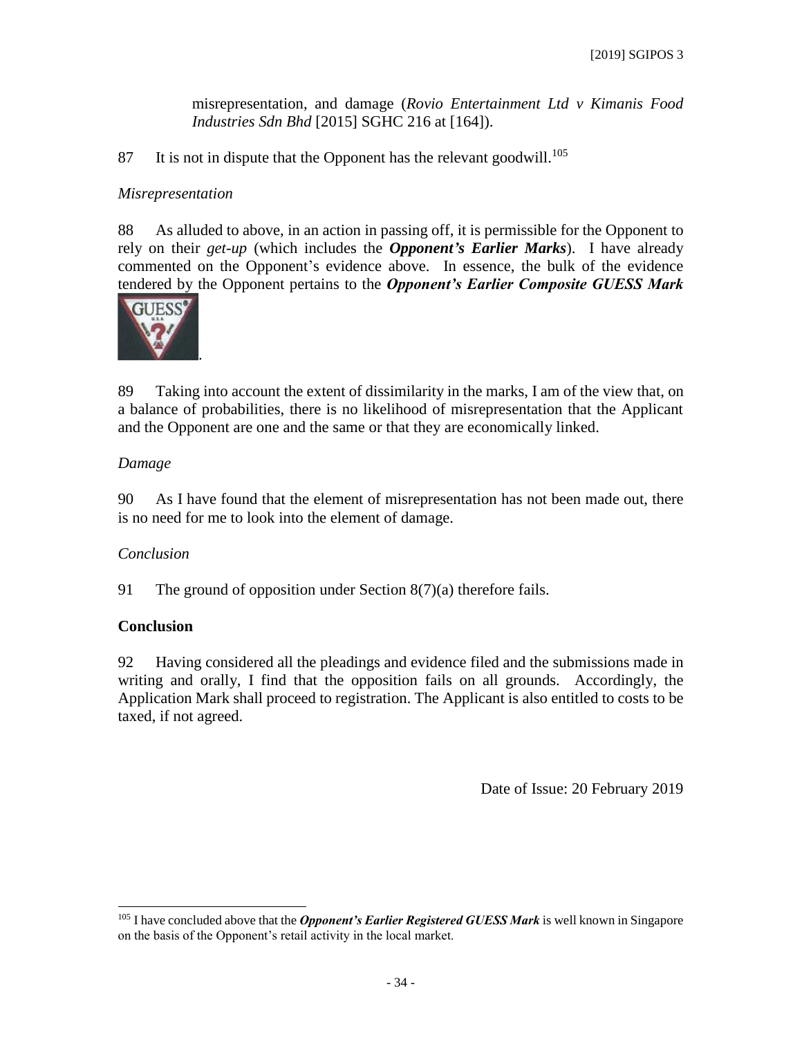misrepresentation, and damage (*Rovio Entertainment Ltd v Kimanis Food Industries Sdn Bhd* [2015] SGHC 216 at [164]).

87 It is not in dispute that the Opponent has the relevant goodwill.[105]

*Misrepresentation*

88 As alluded to above, in an action in passing off, it is permissible for the Opponent to rely on their *get-up* (which includes the ***Opponent's Earlier Marks***). I have already commented on the Opponent's evidence above. In essence, the bulk of the evidence tendered by the Opponent pertains to the ***Opponent's Earlier Composite GUESS Mark*** .

89 Taking into account the extent of dissimilarity in the marks, I am of the view that, on a balance of probabilities, there is no likelihood of misrepresentation that the Applicant and the Opponent are one and the same or that they are economically linked.

*Damage*

90 As I have found that the element of misrepresentation has not been made out, there is no need for me to look into the element of damage.

*Conclusion*

91 The ground of opposition under Section 8(7)(a) therefore fails.

**Conclusion**

92 Having considered all the pleadings and evidence filed and the submissions made in writing and orally, I find that the opposition fails on all grounds. Accordingly, the Application Mark shall proceed to registration. The Applicant is also entitled to costs to be taxed, if not agreed.

Date of Issue: 20 February 2019

---

[105] I have concluded above that the ***Opponent's Earlier Registered GUESS Mark*** is well known in Singapore on the basis of the Opponent's retail activity in the local market.